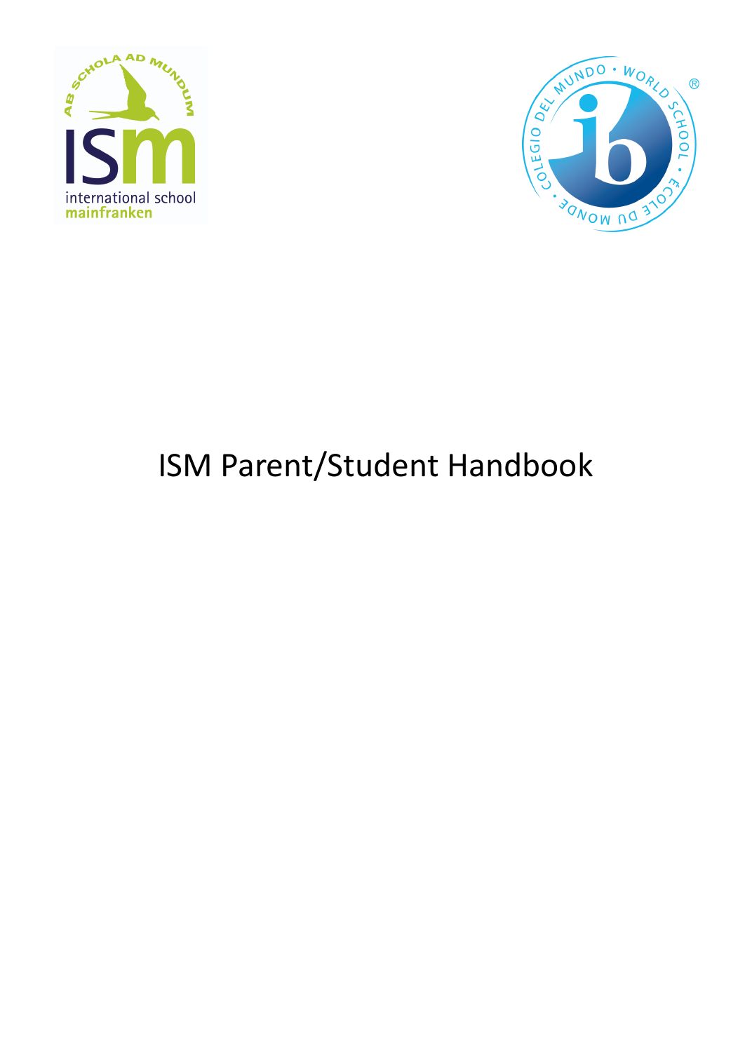# ISM Parent/Student Handbook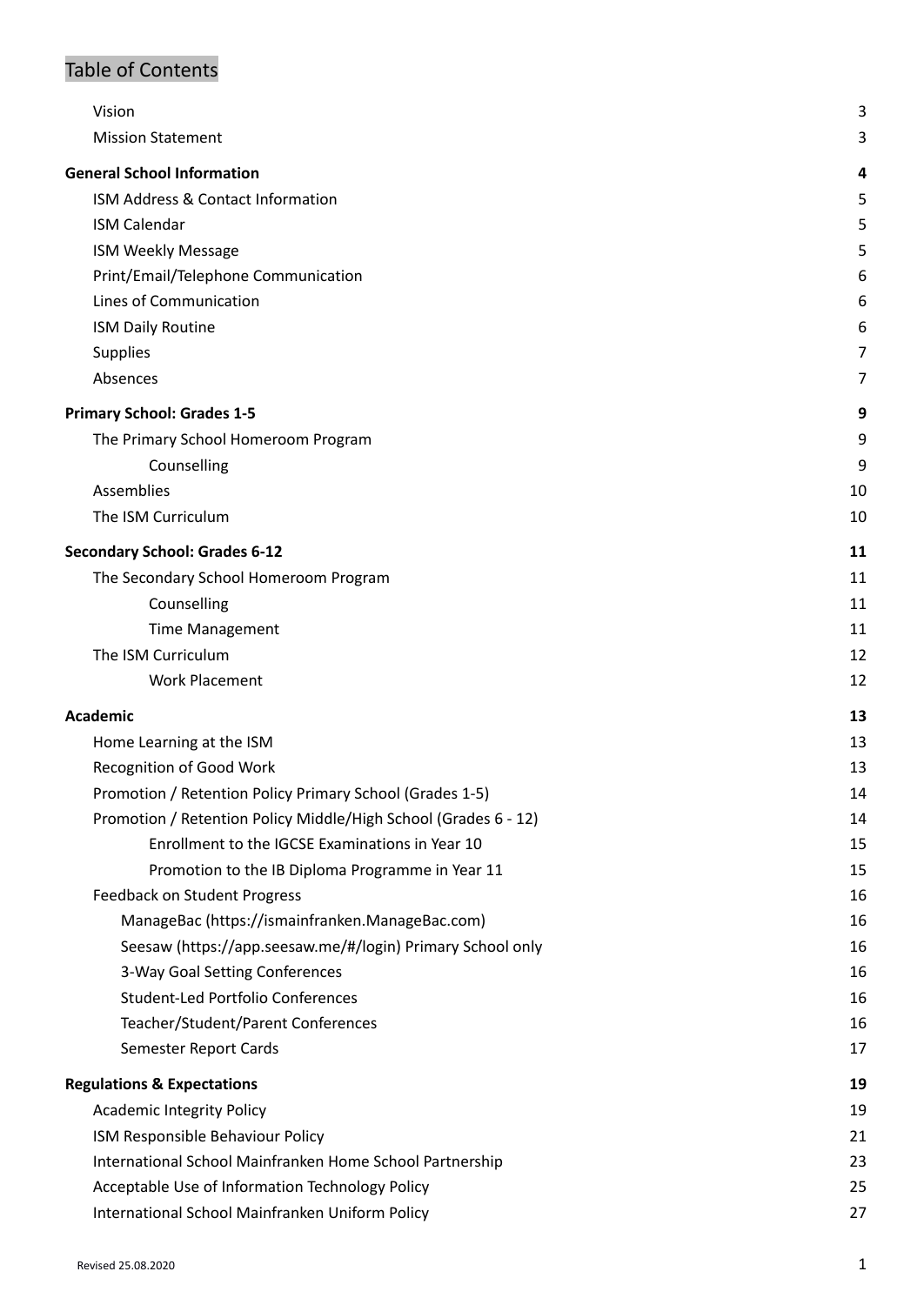# Table of Contents

| | |
|---|---|
| Vision | 3 |
| Mission Statement | 3 |
| **General School Information** | **4** |
| ISM Address & Contact Information | 5 |
| ISM Calendar | 5 |
| ISM Weekly Message | 5 |
| Print/Email/Telephone Communication | 6 |
| Lines of Communication | 6 |
| ISM Daily Routine | 6 |
| Supplies | 7 |
| Absences | 7 |
| **Primary School: Grades 1-5** | **9** |
| The Primary School Homeroom Program | 9 |
| Counselling | 9 |
| Assemblies | 10 |
| The ISM Curriculum | 10 |
| **Secondary School: Grades 6-12** | **11** |
| The Secondary School Homeroom Program | 11 |
| Counselling | 11 |
| Time Management | 11 |
| The ISM Curriculum | 12 |
| Work Placement | 12 |
| **Academic** | **13** |
| Home Learning at the ISM | 13 |
| Recognition of Good Work | 13 |
| Promotion / Retention Policy Primary School (Grades 1-5) | 14 |
| Promotion / Retention Policy Middle/High School (Grades 6 - 12) | 14 |
| Enrollment to the IGCSE Examinations in Year 10 | 15 |
| Promotion to the IB Diploma Programme in Year 11 | 15 |
| Feedback on Student Progress | 16 |
| ManageBac (https://ismainfranken.ManageBac.com) | 16 |
| Seesaw (https://app.seesaw.me/#/login) Primary School only | 16 |
| 3-Way Goal Setting Conferences | 16 |
| Student-Led Portfolio Conferences | 16 |
| Teacher/Student/Parent Conferences | 16 |
| Semester Report Cards | 17 |
| **Regulations & Expectations** | **19** |
| Academic Integrity Policy | 19 |
| ISM Responsible Behaviour Policy | 21 |
| International School Mainfranken Home School Partnership | 23 |
| Acceptable Use of Information Technology Policy | 25 |
| International School Mainfranken Uniform Policy | 27 |

Revised 25.08.2020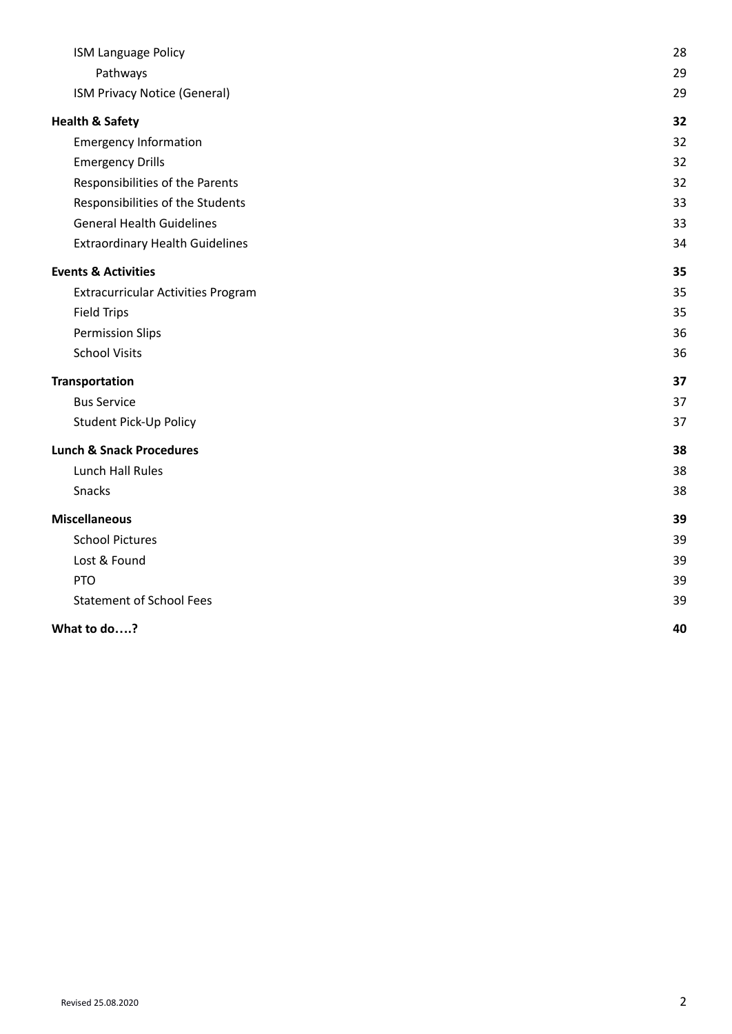- ISM Language Policy 28
  - Pathways 29
- ISM Privacy Notice (General) 29

**Health & Safety** **32**

- Emergency Information 32
- Emergency Drills 32
- Responsibilities of the Parents 32
- Responsibilities of the Students 33
- General Health Guidelines 33
- Extraordinary Health Guidelines 34

**Events & Activities** **35**

- Extracurricular Activities Program 35
- Field Trips 35
- Permission Slips 36
- School Visits 36

**Transportation** **37**

- Bus Service 37
- Student Pick-Up Policy 37

**Lunch & Snack Procedures** **38**

- Lunch Hall Rules 38
- Snacks 38

**Miscellaneous** **39**

- School Pictures 39
- Lost & Found 39
- PTO 39
- Statement of School Fees 39

**What to do….?** **40**

Revised 25.08.2020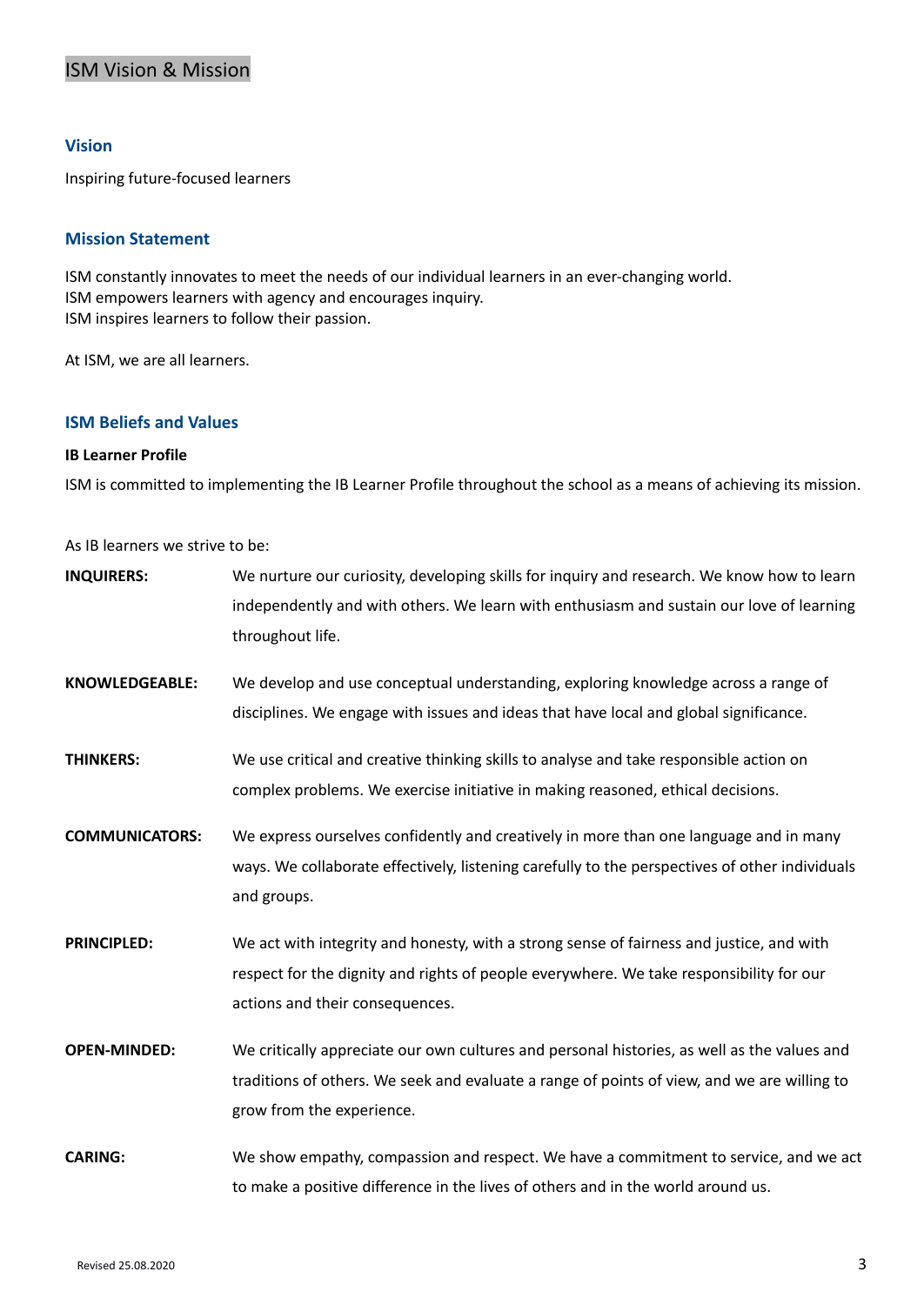# ISM Vision & Mission

## Vision

Inspiring future-focused learners

## Mission Statement

ISM constantly innovates to meet the needs of our individual learners in an ever-changing world.
ISM empowers learners with agency and encourages inquiry.
ISM inspires learners to follow their passion.

At ISM, we are all learners.

## ISM Beliefs and Values

**IB Learner Profile**

ISM is committed to implementing the IB Learner Profile throughout the school as a means of achieving its mission.

As IB learners we strive to be:

**INQUIRERS:** We nurture our curiosity, developing skills for inquiry and research. We know how to learn independently and with others. We learn with enthusiasm and sustain our love of learning throughout life.

**KNOWLEDGEABLE:** We develop and use conceptual understanding, exploring knowledge across a range of disciplines. We engage with issues and ideas that have local and global significance.

**THINKERS:** We use critical and creative thinking skills to analyse and take responsible action on complex problems. We exercise initiative in making reasoned, ethical decisions.

**COMMUNICATORS:** We express ourselves confidently and creatively in more than one language and in many ways. We collaborate effectively, listening carefully to the perspectives of other individuals and groups.

**PRINCIPLED:** We act with integrity and honesty, with a strong sense of fairness and justice, and with respect for the dignity and rights of people everywhere. We take responsibility for our actions and their consequences.

**OPEN-MINDED:** We critically appreciate our own cultures and personal histories, as well as the values and traditions of others. We seek and evaluate a range of points of view, and we are willing to grow from the experience.

**CARING:** We show empathy, compassion and respect. We have a commitment to service, and we act to make a positive difference in the lives of others and in the world around us.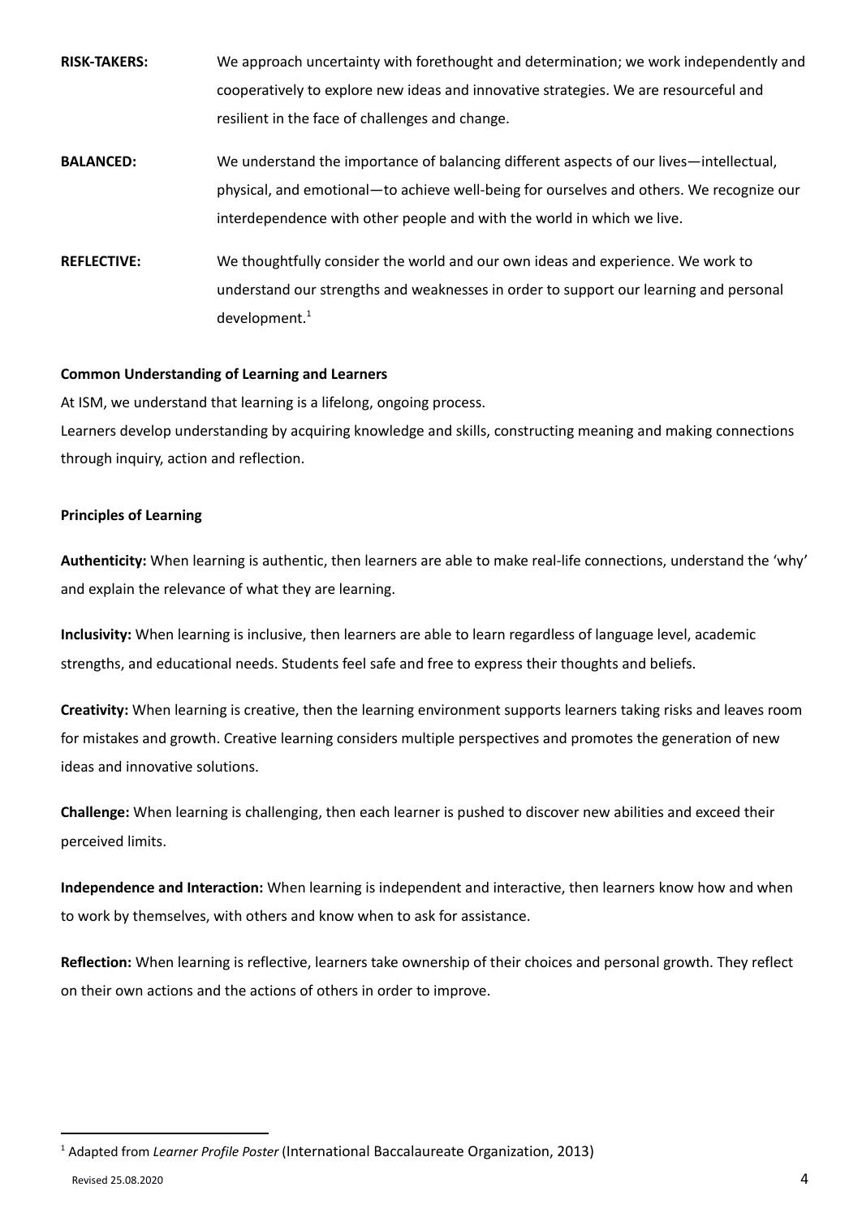**RISK-TAKERS:** We approach uncertainty with forethought and determination; we work independently and cooperatively to explore new ideas and innovative strategies. We are resourceful and resilient in the face of challenges and change.

**BALANCED:** We understand the importance of balancing different aspects of our lives—intellectual, physical, and emotional—to achieve well-being for ourselves and others. We recognize our interdependence with other people and with the world in which we live.

**REFLECTIVE:** We thoughtfully consider the world and our own ideas and experience. We work to understand our strengths and weaknesses in order to support our learning and personal development.[1]

**Common Understanding of Learning and Learners**

At ISM, we understand that learning is a lifelong, ongoing process.

Learners develop understanding by acquiring knowledge and skills, constructing meaning and making connections through inquiry, action and reflection.

**Principles of Learning**

**Authenticity:** When learning is authentic, then learners are able to make real-life connections, understand the 'why' and explain the relevance of what they are learning.

**Inclusivity:** When learning is inclusive, then learners are able to learn regardless of language level, academic strengths, and educational needs. Students feel safe and free to express their thoughts and beliefs.

**Creativity:** When learning is creative, then the learning environment supports learners taking risks and leaves room for mistakes and growth. Creative learning considers multiple perspectives and promotes the generation of new ideas and innovative solutions.

**Challenge:** When learning is challenging, then each learner is pushed to discover new abilities and exceed their perceived limits.

**Independence and Interaction:** When learning is independent and interactive, then learners know how and when to work by themselves, with others and know when to ask for assistance.

**Reflection:** When learning is reflective, learners take ownership of their choices and personal growth. They reflect on their own actions and the actions of others in order to improve.

---

[1] Adapted from *Learner Profile Poster* (International Baccalaureate Organization, 2013)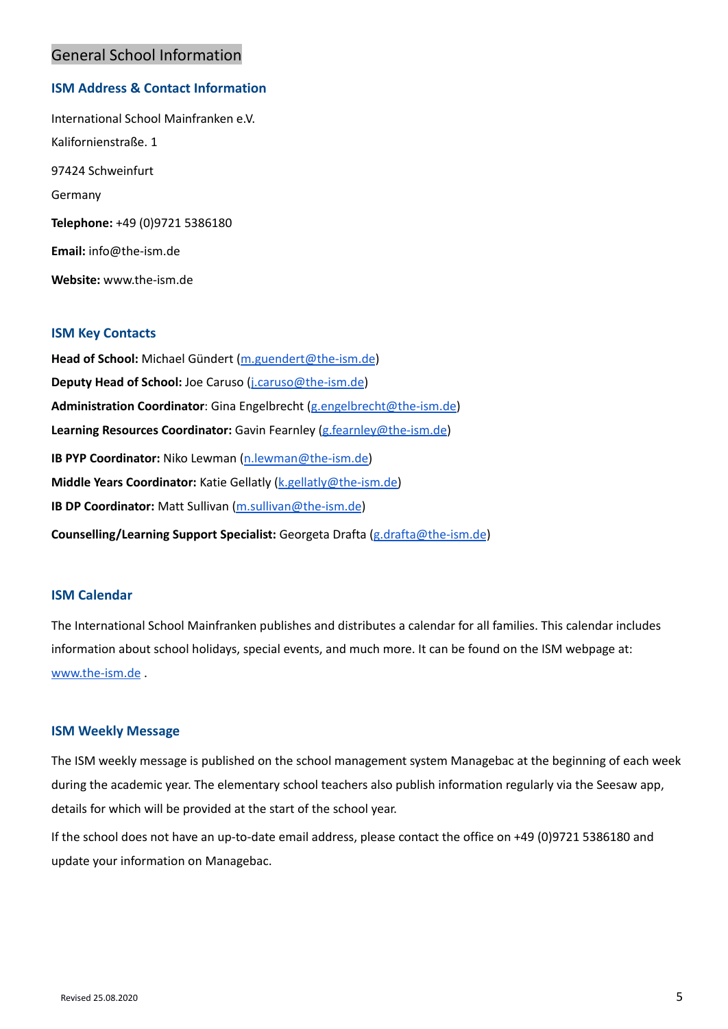# General School Information

## ISM Address & Contact Information

International School Mainfranken e.V.

Kalifornienstraße. 1

97424 Schweinfurt

Germany

**Telephone:** +49 (0)9721 5386180

**Email:** info@the-ism.de

**Website:** www.the-ism.de

## ISM Key Contacts

**Head of School:** Michael Gündert (m.guendert@the-ism.de)

**Deputy Head of School:** Joe Caruso (j.caruso@the-ism.de)

**Administration Coordinator**: Gina Engelbrecht (g.engelbrecht@the-ism.de)

**Learning Resources Coordinator:** Gavin Fearnley (g.fearnley@the-ism.de)

**IB PYP Coordinator:** Niko Lewman (n.lewman@the-ism.de)

**Middle Years Coordinator:** Katie Gellatly (k.gellatly@the-ism.de)

**IB DP Coordinator:** Matt Sullivan (m.sullivan@the-ism.de)

**Counselling/Learning Support Specialist:** Georgeta Drafta (g.drafta@the-ism.de)

## ISM Calendar

The International School Mainfranken publishes and distributes a calendar for all families. This calendar includes information about school holidays, special events, and much more. It can be found on the ISM webpage at: www.the-ism.de .

## ISM Weekly Message

The ISM weekly message is published on the school management system Managebac at the beginning of each week during the academic year. The elementary school teachers also publish information regularly via the Seesaw app, details for which will be provided at the start of the school year.

If the school does not have an up-to-date email address, please contact the office on +49 (0)9721 5386180 and update your information on Managebac.

Revised 25.08.2020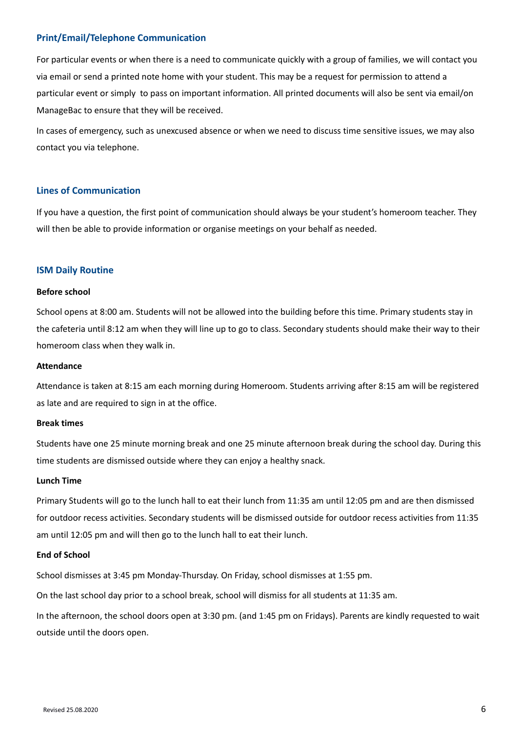## Print/Email/Telephone Communication

For particular events or when there is a need to communicate quickly with a group of families, we will contact you via email or send a printed note home with your student. This may be a request for permission to attend a particular event or simply to pass on important information. All printed documents will also be sent via email/on ManageBac to ensure that they will be received.

In cases of emergency, such as unexcused absence or when we need to discuss time sensitive issues, we may also contact you via telephone.

## Lines of Communication

If you have a question, the first point of communication should always be your student's homeroom teacher. They will then be able to provide information or organise meetings on your behalf as needed.

## ISM Daily Routine

**Before school**

School opens at 8:00 am. Students will not be allowed into the building before this time. Primary students stay in the cafeteria until 8:12 am when they will line up to go to class. Secondary students should make their way to their homeroom class when they walk in.

**Attendance**

Attendance is taken at 8:15 am each morning during Homeroom. Students arriving after 8:15 am will be registered as late and are required to sign in at the office.

**Break times**

Students have one 25 minute morning break and one 25 minute afternoon break during the school day. During this time students are dismissed outside where they can enjoy a healthy snack.

**Lunch Time**

Primary Students will go to the lunch hall to eat their lunch from 11:35 am until 12:05 pm and are then dismissed for outdoor recess activities. Secondary students will be dismissed outside for outdoor recess activities from 11:35 am until 12:05 pm and will then go to the lunch hall to eat their lunch.

**End of School**

School dismisses at 3:45 pm Monday-Thursday. On Friday, school dismisses at 1:55 pm.

On the last school day prior to a school break, school will dismiss for all students at 11:35 am.

In the afternoon, the school doors open at 3:30 pm. (and 1:45 pm on Fridays). Parents are kindly requested to wait outside until the doors open.

Revised 25.08.2020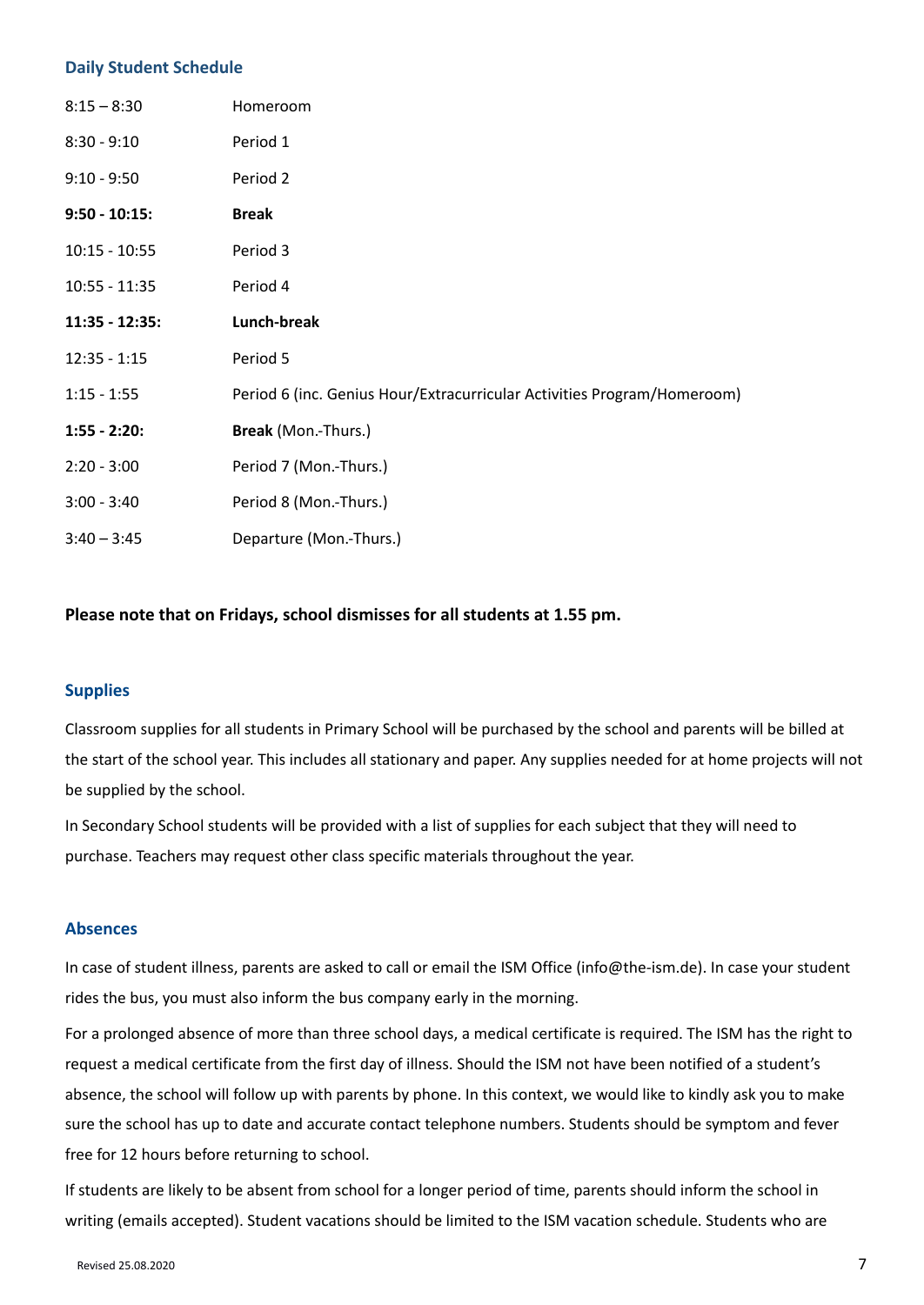### Daily Student Schedule

| | |
|---|---|
| 8:15 – 8:30 | Homeroom |
| 8:30 - 9:10 | Period 1 |
| 9:10 - 9:50 | Period 2 |
| **9:50 - 10:15:** | **Break** |
| 10:15 - 10:55 | Period 3 |
| 10:55 - 11:35 | Period 4 |
| **11:35 - 12:35:** | **Lunch-break** |
| 12:35 - 1:15 | Period 5 |
| 1:15 - 1:55 | Period 6 (inc. Genius Hour/Extracurricular Activities Program/Homeroom) |
| **1:55 - 2:20:** | **Break** (Mon.-Thurs.) |
| 2:20 - 3:00 | Period 7 (Mon.-Thurs.) |
| 3:00 - 3:40 | Period 8 (Mon.-Thurs.) |
| 3:40 – 3:45 | Departure (Mon.-Thurs.) |

**Please note that on Fridays, school dismisses for all students at 1.55 pm.**

### Supplies

Classroom supplies for all students in Primary School will be purchased by the school and parents will be billed at the start of the school year. This includes all stationary and paper. Any supplies needed for at home projects will not be supplied by the school.

In Secondary School students will be provided with a list of supplies for each subject that they will need to purchase. Teachers may request other class specific materials throughout the year.

### Absences

In case of student illness, parents are asked to call or email the ISM Office (info@the-ism.de). In case your student rides the bus, you must also inform the bus company early in the morning.

For a prolonged absence of more than three school days, a medical certificate is required. The ISM has the right to request a medical certificate from the first day of illness. Should the ISM not have been notified of a student's absence, the school will follow up with parents by phone. In this context, we would like to kindly ask you to make sure the school has up to date and accurate contact telephone numbers. Students should be symptom and fever free for 12 hours before returning to school.

If students are likely to be absent from school for a longer period of time, parents should inform the school in writing (emails accepted). Student vacations should be limited to the ISM vacation schedule. Students who are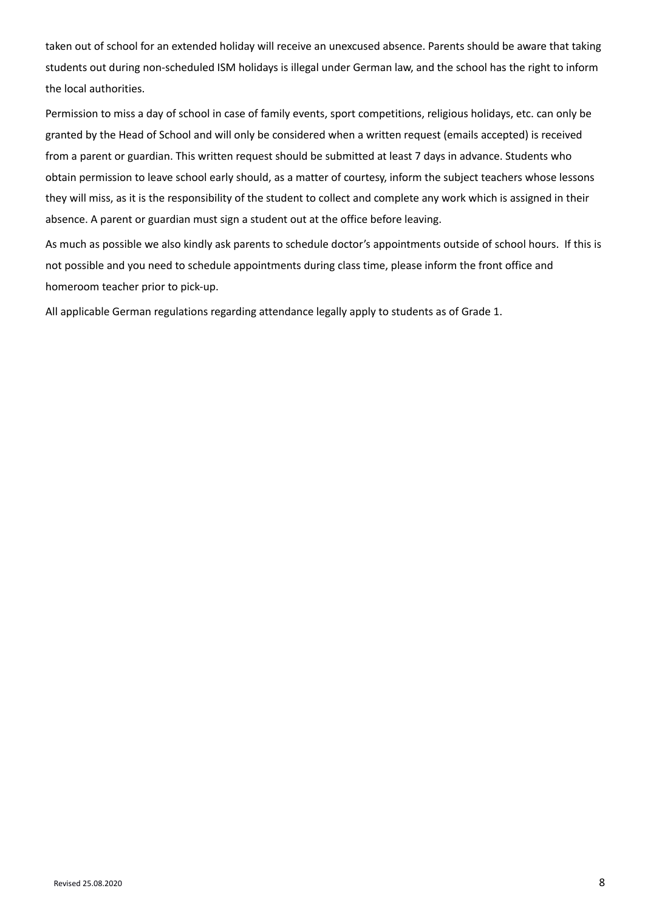taken out of school for an extended holiday will receive an unexcused absence. Parents should be aware that taking students out during non-scheduled ISM holidays is illegal under German law, and the school has the right to inform the local authorities.

Permission to miss a day of school in case of family events, sport competitions, religious holidays, etc. can only be granted by the Head of School and will only be considered when a written request (emails accepted) is received from a parent or guardian. This written request should be submitted at least 7 days in advance. Students who obtain permission to leave school early should, as a matter of courtesy, inform the subject teachers whose lessons they will miss, as it is the responsibility of the student to collect and complete any work which is assigned in their absence. A parent or guardian must sign a student out at the office before leaving.

As much as possible we also kindly ask parents to schedule doctor's appointments outside of school hours. If this is not possible and you need to schedule appointments during class time, please inform the front office and homeroom teacher prior to pick-up.

All applicable German regulations regarding attendance legally apply to students as of Grade 1.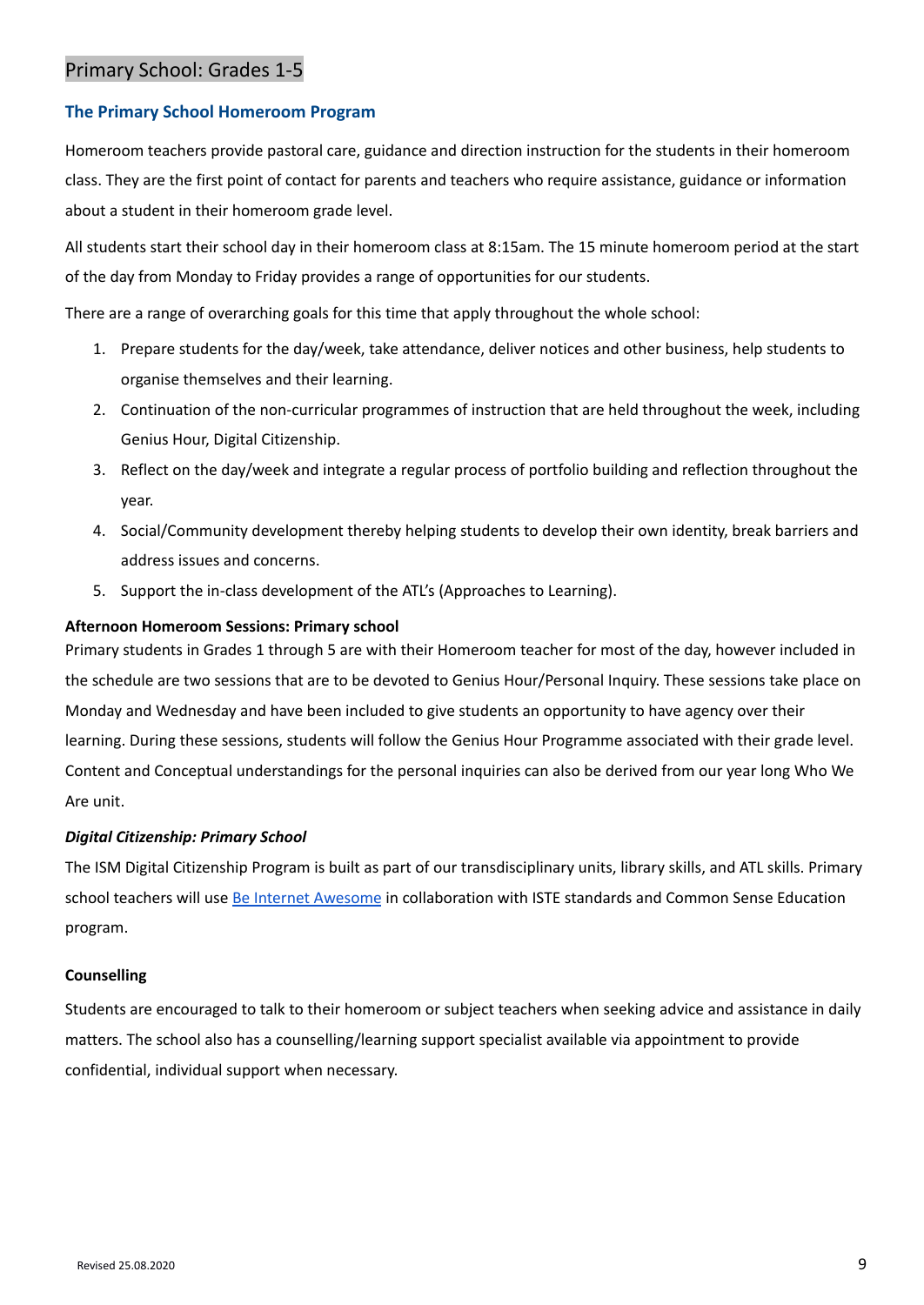## Primary School: Grades 1-5

### The Primary School Homeroom Program

Homeroom teachers provide pastoral care, guidance and direction instruction for the students in their homeroom class. They are the first point of contact for parents and teachers who require assistance, guidance or information about a student in their homeroom grade level.

All students start their school day in their homeroom class at 8:15am. The 15 minute homeroom period at the start of the day from Monday to Friday provides a range of opportunities for our students.

There are a range of overarching goals for this time that apply throughout the whole school:

1. Prepare students for the day/week, take attendance, deliver notices and other business, help students to organise themselves and their learning.
2. Continuation of the non-curricular programmes of instruction that are held throughout the week, including Genius Hour, Digital Citizenship.
3. Reflect on the day/week and integrate a regular process of portfolio building and reflection throughout the year.
4. Social/Community development thereby helping students to develop their own identity, break barriers and address issues and concerns.
5. Support the in-class development of the ATL's (Approaches to Learning).

**Afternoon Homeroom Sessions: Primary school**

Primary students in Grades 1 through 5 are with their Homeroom teacher for most of the day, however included in the schedule are two sessions that are to be devoted to Genius Hour/Personal Inquiry. These sessions take place on Monday and Wednesday and have been included to give students an opportunity to have agency over their learning. During these sessions, students will follow the Genius Hour Programme associated with their grade level. Content and Conceptual understandings for the personal inquiries can also be derived from our year long Who We Are unit.

***Digital Citizenship: Primary School***

The ISM Digital Citizenship Program is built as part of our transdisciplinary units, library skills, and ATL skills. Primary school teachers will use Be Internet Awesome in collaboration with ISTE standards and Common Sense Education program.

**Counselling**

Students are encouraged to talk to their homeroom or subject teachers when seeking advice and assistance in daily matters. The school also has a counselling/learning support specialist available via appointment to provide confidential, individual support when necessary.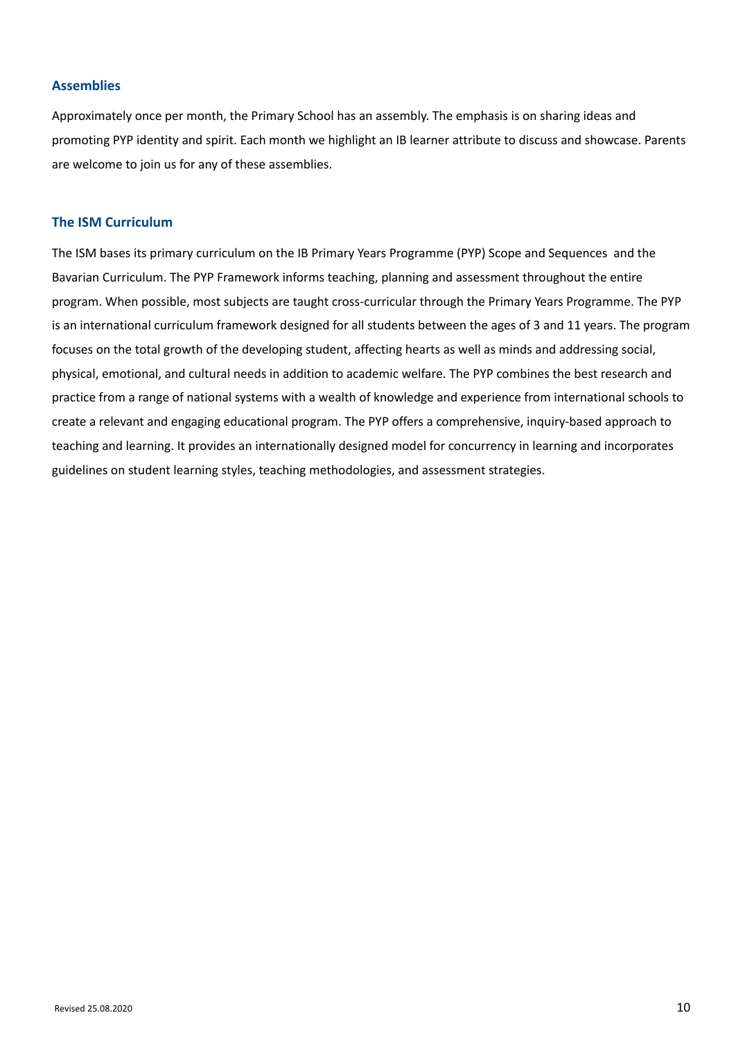### Assemblies

Approximately once per month, the Primary School has an assembly. The emphasis is on sharing ideas and promoting PYP identity and spirit. Each month we highlight an IB learner attribute to discuss and showcase. Parents are welcome to join us for any of these assemblies.

### The ISM Curriculum

The ISM bases its primary curriculum on the IB Primary Years Programme (PYP) Scope and Sequences and the Bavarian Curriculum. The PYP Framework informs teaching, planning and assessment throughout the entire program. When possible, most subjects are taught cross-curricular through the Primary Years Programme. The PYP is an international curriculum framework designed for all students between the ages of 3 and 11 years. The program focuses on the total growth of the developing student, affecting hearts as well as minds and addressing social, physical, emotional, and cultural needs in addition to academic welfare. The PYP combines the best research and practice from a range of national systems with a wealth of knowledge and experience from international schools to create a relevant and engaging educational program. The PYP offers a comprehensive, inquiry-based approach to teaching and learning. It provides an internationally designed model for concurrency in learning and incorporates guidelines on student learning styles, teaching methodologies, and assessment strategies.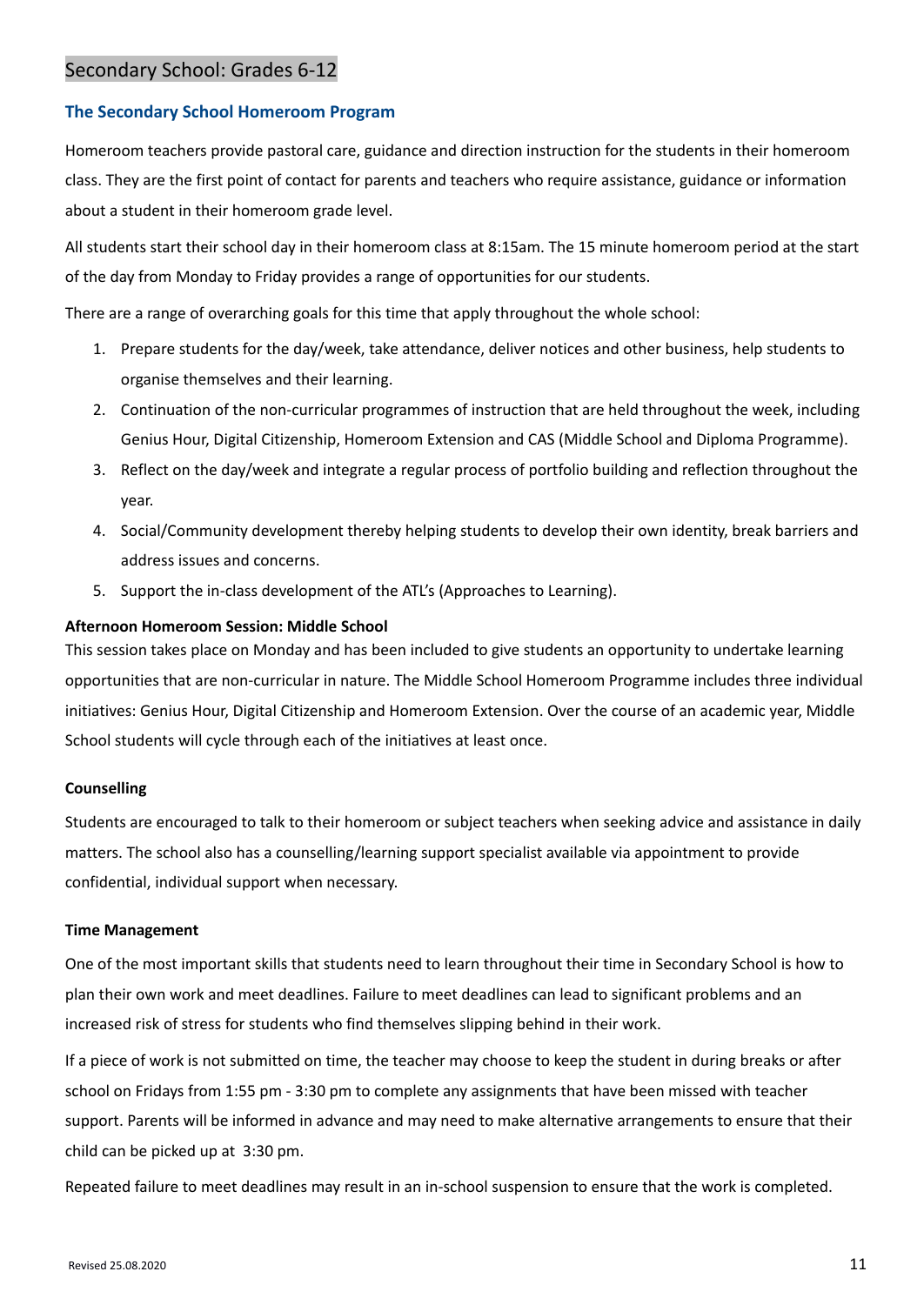# Secondary School: Grades 6-12

## The Secondary School Homeroom Program

Homeroom teachers provide pastoral care, guidance and direction instruction for the students in their homeroom class. They are the first point of contact for parents and teachers who require assistance, guidance or information about a student in their homeroom grade level.

All students start their school day in their homeroom class at 8:15am. The 15 minute homeroom period at the start of the day from Monday to Friday provides a range of opportunities for our students.

There are a range of overarching goals for this time that apply throughout the whole school:

1. Prepare students for the day/week, take attendance, deliver notices and other business, help students to organise themselves and their learning.
2. Continuation of the non-curricular programmes of instruction that are held throughout the week, including Genius Hour, Digital Citizenship, Homeroom Extension and CAS (Middle School and Diploma Programme).
3. Reflect on the day/week and integrate a regular process of portfolio building and reflection throughout the year.
4. Social/Community development thereby helping students to develop their own identity, break barriers and address issues and concerns.
5. Support the in-class development of the ATL's (Approaches to Learning).

**Afternoon Homeroom Session: Middle School**

This session takes place on Monday and has been included to give students an opportunity to undertake learning opportunities that are non-curricular in nature. The Middle School Homeroom Programme includes three individual initiatives: Genius Hour, Digital Citizenship and Homeroom Extension. Over the course of an academic year, Middle School students will cycle through each of the initiatives at least once.

**Counselling**

Students are encouraged to talk to their homeroom or subject teachers when seeking advice and assistance in daily matters. The school also has a counselling/learning support specialist available via appointment to provide confidential, individual support when necessary.

**Time Management**

One of the most important skills that students need to learn throughout their time in Secondary School is how to plan their own work and meet deadlines. Failure to meet deadlines can lead to significant problems and an increased risk of stress for students who find themselves slipping behind in their work.

If a piece of work is not submitted on time, the teacher may choose to keep the student in during breaks or after school on Fridays from 1:55 pm - 3:30 pm to complete any assignments that have been missed with teacher support. Parents will be informed in advance and may need to make alternative arrangements to ensure that their child can be picked up at 3:30 pm.

Repeated failure to meet deadlines may result in an in-school suspension to ensure that the work is completed.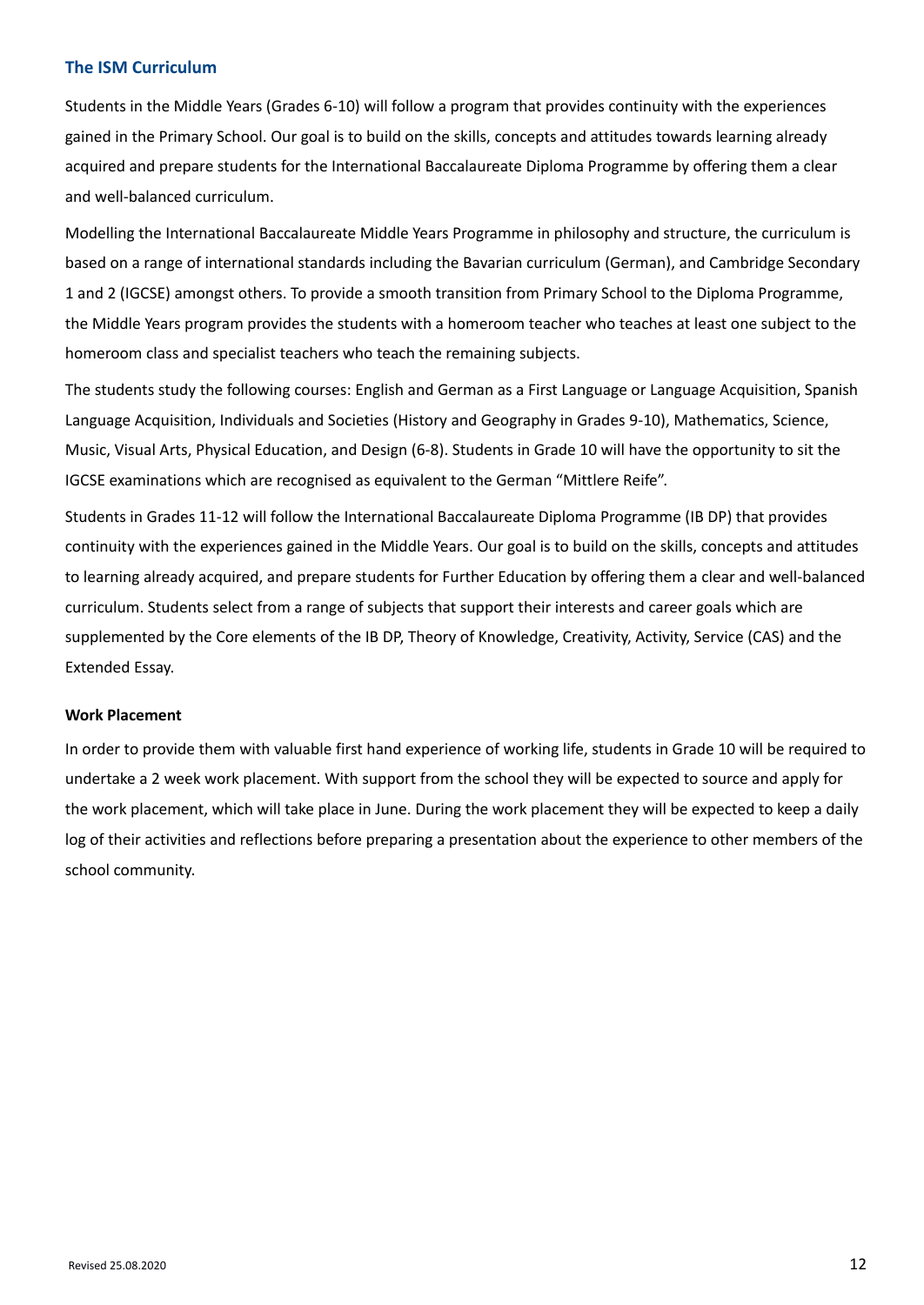## The ISM Curriculum

Students in the Middle Years (Grades 6-10) will follow a program that provides continuity with the experiences gained in the Primary School. Our goal is to build on the skills, concepts and attitudes towards learning already acquired and prepare students for the International Baccalaureate Diploma Programme by offering them a clear and well-balanced curriculum.

Modelling the International Baccalaureate Middle Years Programme in philosophy and structure, the curriculum is based on a range of international standards including the Bavarian curriculum (German), and Cambridge Secondary 1 and 2 (IGCSE) amongst others. To provide a smooth transition from Primary School to the Diploma Programme, the Middle Years program provides the students with a homeroom teacher who teaches at least one subject to the homeroom class and specialist teachers who teach the remaining subjects.

The students study the following courses: English and German as a First Language or Language Acquisition, Spanish Language Acquisition, Individuals and Societies (History and Geography in Grades 9-10), Mathematics, Science, Music, Visual Arts, Physical Education, and Design (6-8). Students in Grade 10 will have the opportunity to sit the IGCSE examinations which are recognised as equivalent to the German "Mittlere Reife".

Students in Grades 11-12 will follow the International Baccalaureate Diploma Programme (IB DP) that provides continuity with the experiences gained in the Middle Years. Our goal is to build on the skills, concepts and attitudes to learning already acquired, and prepare students for Further Education by offering them a clear and well-balanced curriculum. Students select from a range of subjects that support their interests and career goals which are supplemented by the Core elements of the IB DP, Theory of Knowledge, Creativity, Activity, Service (CAS) and the Extended Essay.

**Work Placement**

In order to provide them with valuable first hand experience of working life, students in Grade 10 will be required to undertake a 2 week work placement. With support from the school they will be expected to source and apply for the work placement, which will take place in June. During the work placement they will be expected to keep a daily log of their activities and reflections before preparing a presentation about the experience to other members of the school community.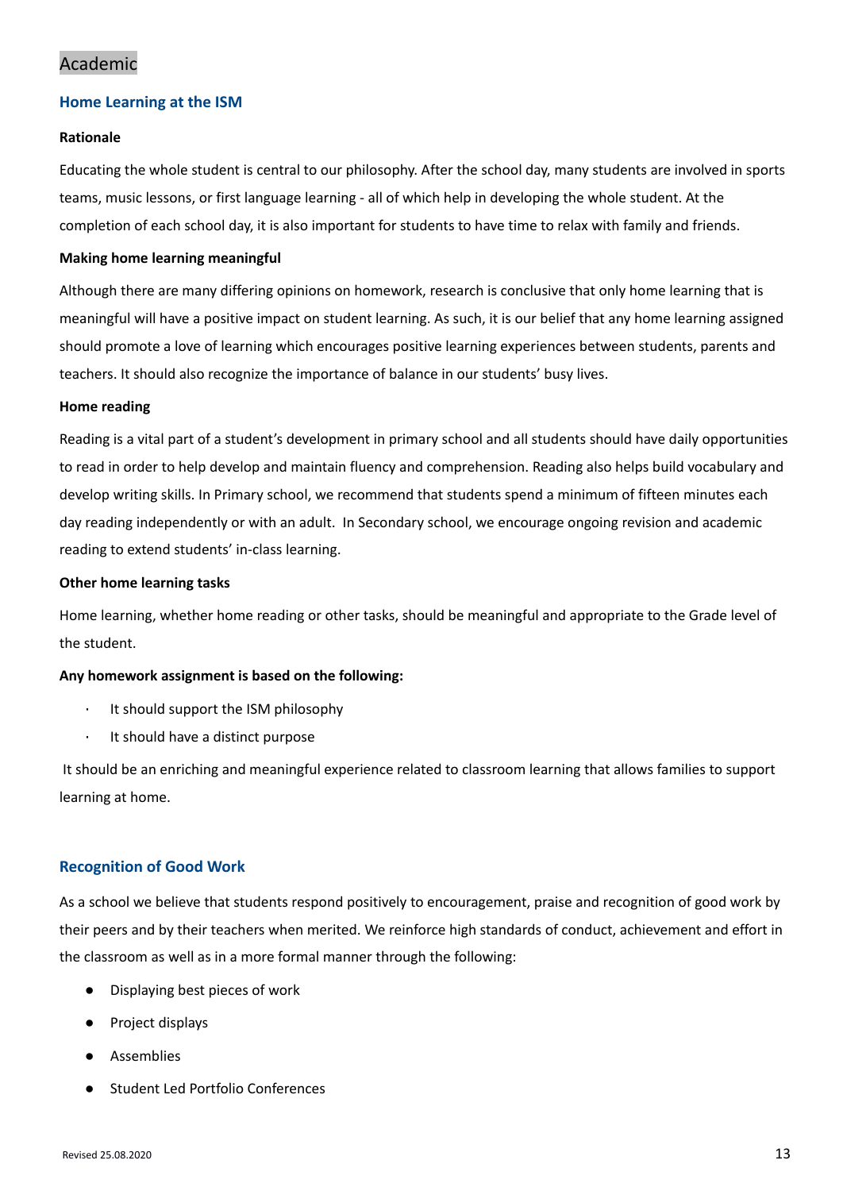# Academic

## Home Learning at the ISM

**Rationale**

Educating the whole student is central to our philosophy. After the school day, many students are involved in sports teams, music lessons, or first language learning - all of which help in developing the whole student. At the completion of each school day, it is also important for students to have time to relax with family and friends.

**Making home learning meaningful**

Although there are many differing opinions on homework, research is conclusive that only home learning that is meaningful will have a positive impact on student learning. As such, it is our belief that any home learning assigned should promote a love of learning which encourages positive learning experiences between students, parents and teachers. It should also recognize the importance of balance in our students' busy lives.

**Home reading**

Reading is a vital part of a student's development in primary school and all students should have daily opportunities to read in order to help develop and maintain fluency and comprehension. Reading also helps build vocabulary and develop writing skills. In Primary school, we recommend that students spend a minimum of fifteen minutes each day reading independently or with an adult. In Secondary school, we encourage ongoing revision and academic reading to extend students' in-class learning.

**Other home learning tasks**

Home learning, whether home reading or other tasks, should be meaningful and appropriate to the Grade level of the student.

**Any homework assignment is based on the following:**

- It should support the ISM philosophy
- It should have a distinct purpose

It should be an enriching and meaningful experience related to classroom learning that allows families to support learning at home.

## Recognition of Good Work

As a school we believe that students respond positively to encouragement, praise and recognition of good work by their peers and by their teachers when merited. We reinforce high standards of conduct, achievement and effort in the classroom as well as in a more formal manner through the following:

- Displaying best pieces of work
- Project displays
- Assemblies
- Student Led Portfolio Conferences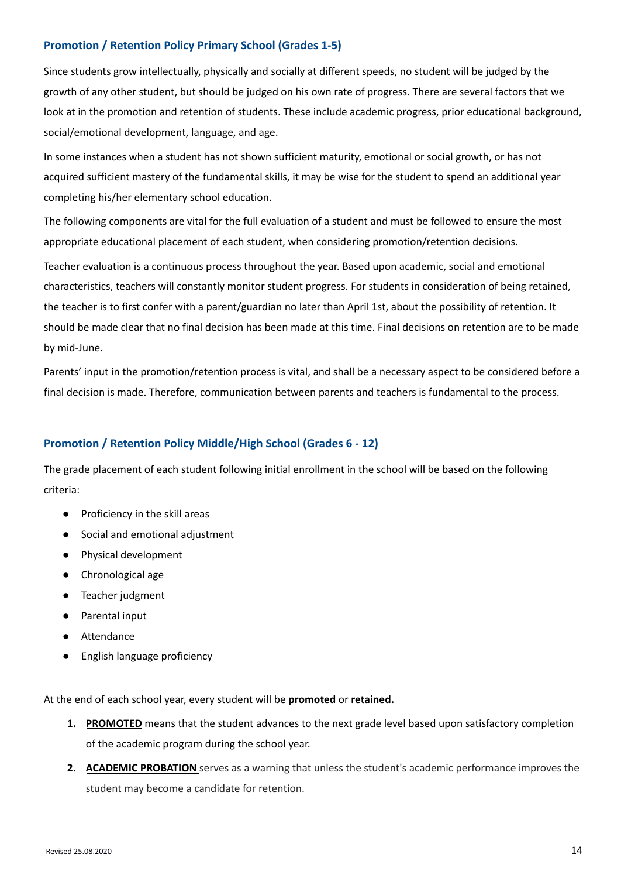## Promotion / Retention Policy Primary School (Grades 1-5)

Since students grow intellectually, physically and socially at different speeds, no student will be judged by the growth of any other student, but should be judged on his own rate of progress. There are several factors that we look at in the promotion and retention of students. These include academic progress, prior educational background, social/emotional development, language, and age.

In some instances when a student has not shown sufficient maturity, emotional or social growth, or has not acquired sufficient mastery of the fundamental skills, it may be wise for the student to spend an additional year completing his/her elementary school education.

The following components are vital for the full evaluation of a student and must be followed to ensure the most appropriate educational placement of each student, when considering promotion/retention decisions.

Teacher evaluation is a continuous process throughout the year. Based upon academic, social and emotional characteristics, teachers will constantly monitor student progress. For students in consideration of being retained, the teacher is to first confer with a parent/guardian no later than April 1st, about the possibility of retention. It should be made clear that no final decision has been made at this time. Final decisions on retention are to be made by mid-June.

Parents' input in the promotion/retention process is vital, and shall be a necessary aspect to be considered before a final decision is made. Therefore, communication between parents and teachers is fundamental to the process.

## Promotion / Retention Policy Middle/High School (Grades 6 - 12)

The grade placement of each student following initial enrollment in the school will be based on the following criteria:

- Proficiency in the skill areas
- Social and emotional adjustment
- Physical development
- Chronological age
- Teacher judgment
- Parental input
- Attendance
- English language proficiency

At the end of each school year, every student will be **promoted** or **retained.**

1. **PROMOTED** means that the student advances to the next grade level based upon satisfactory completion of the academic program during the school year.
2. **ACADEMIC PROBATION** serves as a warning that unless the student's academic performance improves the student may become a candidate for retention.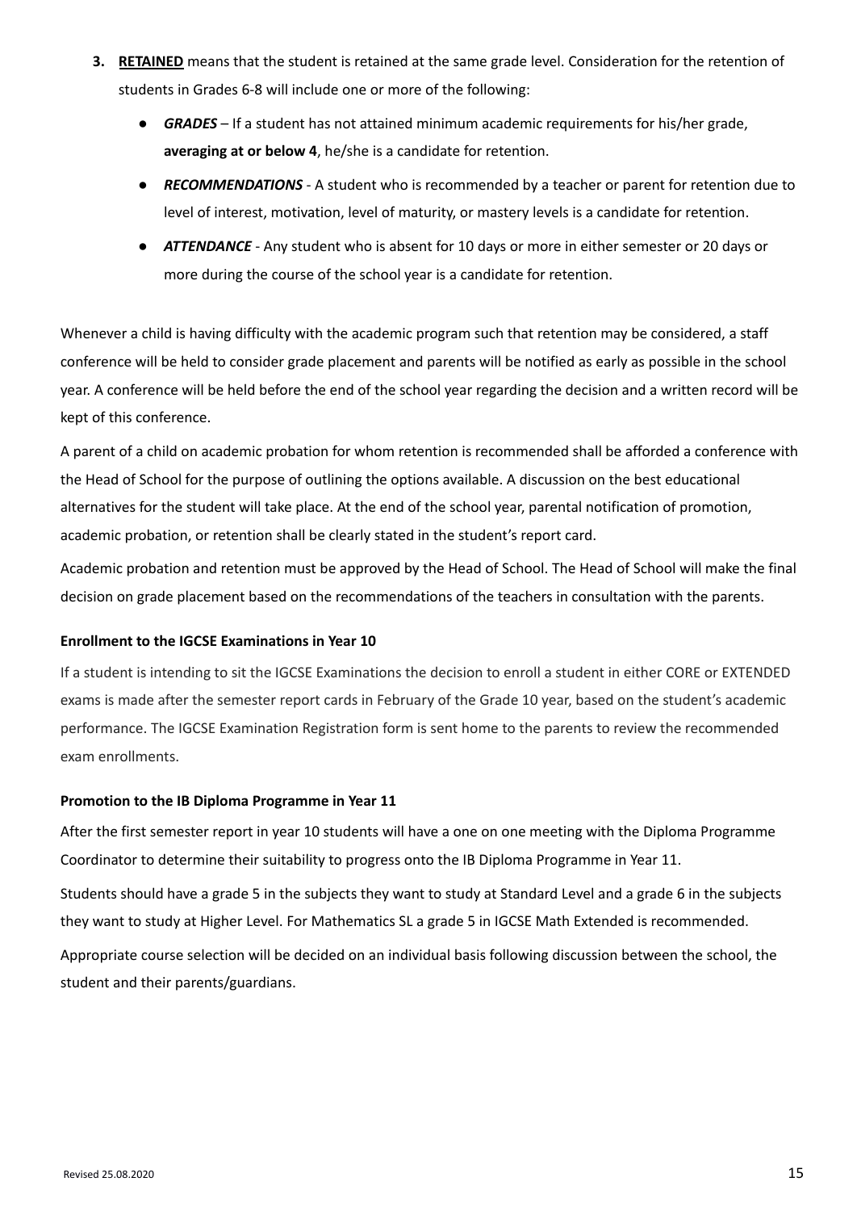3. **RETAINED** means that the student is retained at the same grade level. Consideration for the retention of students in Grades 6-8 will include one or more of the following:
    - ***GRADES*** – If a student has not attained minimum academic requirements for his/her grade, **averaging at or below 4**, he/she is a candidate for retention.
    - ***RECOMMENDATIONS*** - A student who is recommended by a teacher or parent for retention due to level of interest, motivation, level of maturity, or mastery levels is a candidate for retention.
    - ***ATTENDANCE*** - Any student who is absent for 10 days or more in either semester or 20 days or more during the course of the school year is a candidate for retention.

Whenever a child is having difficulty with the academic program such that retention may be considered, a staff conference will be held to consider grade placement and parents will be notified as early as possible in the school year. A conference will be held before the end of the school year regarding the decision and a written record will be kept of this conference.

A parent of a child on academic probation for whom retention is recommended shall be afforded a conference with the Head of School for the purpose of outlining the options available. A discussion on the best educational alternatives for the student will take place. At the end of the school year, parental notification of promotion, academic probation, or retention shall be clearly stated in the student's report card.

Academic probation and retention must be approved by the Head of School. The Head of School will make the final decision on grade placement based on the recommendations of the teachers in consultation with the parents.

**Enrollment to the IGCSE Examinations in Year 10**

If a student is intending to sit the IGCSE Examinations the decision to enroll a student in either CORE or EXTENDED exams is made after the semester report cards in February of the Grade 10 year, based on the student's academic performance. The IGCSE Examination Registration form is sent home to the parents to review the recommended exam enrollments.

**Promotion to the IB Diploma Programme in Year 11**

After the first semester report in year 10 students will have a one on one meeting with the Diploma Programme Coordinator to determine their suitability to progress onto the IB Diploma Programme in Year 11.

Students should have a grade 5 in the subjects they want to study at Standard Level and a grade 6 in the subjects they want to study at Higher Level. For Mathematics SL a grade 5 in IGCSE Math Extended is recommended.

Appropriate course selection will be decided on an individual basis following discussion between the school, the student and their parents/guardians.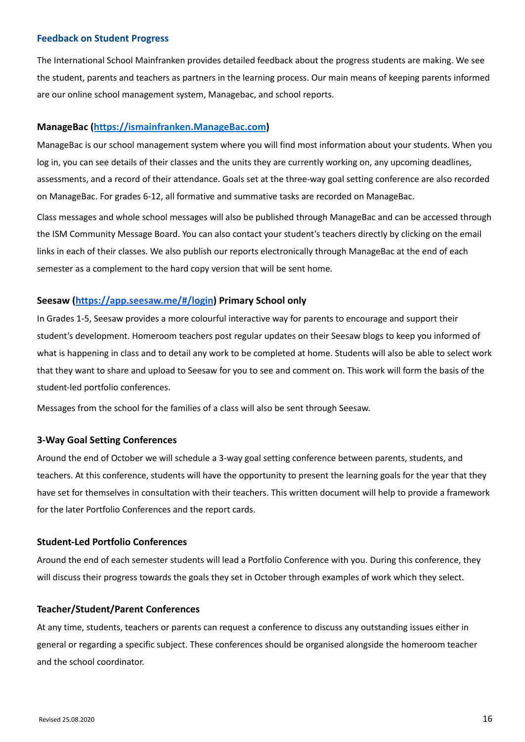## Feedback on Student Progress

The International School Mainfranken provides detailed feedback about the progress students are making. We see the student, parents and teachers as partners in the learning process. Our main means of keeping parents informed are our online school management system, Managebac, and school reports.

### ManageBac ([https://ismainfranken.ManageBac.com](https://ismainfranken.ManageBac.com))

ManageBac is our school management system where you will find most information about your students. When you log in, you can see details of their classes and the units they are currently working on, any upcoming deadlines, assessments, and a record of their attendance. Goals set at the three-way goal setting conference are also recorded on ManageBac. For grades 6-12, all formative and summative tasks are recorded on ManageBac.

Class messages and whole school messages will also be published through ManageBac and can be accessed through the ISM Community Message Board. You can also contact your student's teachers directly by clicking on the email links in each of their classes. We also publish our reports electronically through ManageBac at the end of each semester as a complement to the hard copy version that will be sent home.

### Seesaw ([https://app.seesaw.me/#/login](https://app.seesaw.me/#/login)) Primary School only

In Grades 1-5, Seesaw provides a more colourful interactive way for parents to encourage and support their student's development. Homeroom teachers post regular updates on their Seesaw blogs to keep you informed of what is happening in class and to detail any work to be completed at home. Students will also be able to select work that they want to share and upload to Seesaw for you to see and comment on. This work will form the basis of the student-led portfolio conferences.

Messages from the school for the families of a class will also be sent through Seesaw.

### 3-Way Goal Setting Conferences

Around the end of October we will schedule a 3-way goal setting conference between parents, students, and teachers. At this conference, students will have the opportunity to present the learning goals for the year that they have set for themselves in consultation with their teachers. This written document will help to provide a framework for the later Portfolio Conferences and the report cards.

### Student-Led Portfolio Conferences

Around the end of each semester students will lead a Portfolio Conference with you. During this conference, they will discuss their progress towards the goals they set in October through examples of work which they select.

### Teacher/Student/Parent Conferences

At any time, students, teachers or parents can request a conference to discuss any outstanding issues either in general or regarding a specific subject. These conferences should be organised alongside the homeroom teacher and the school coordinator.

Revised 25.08.2020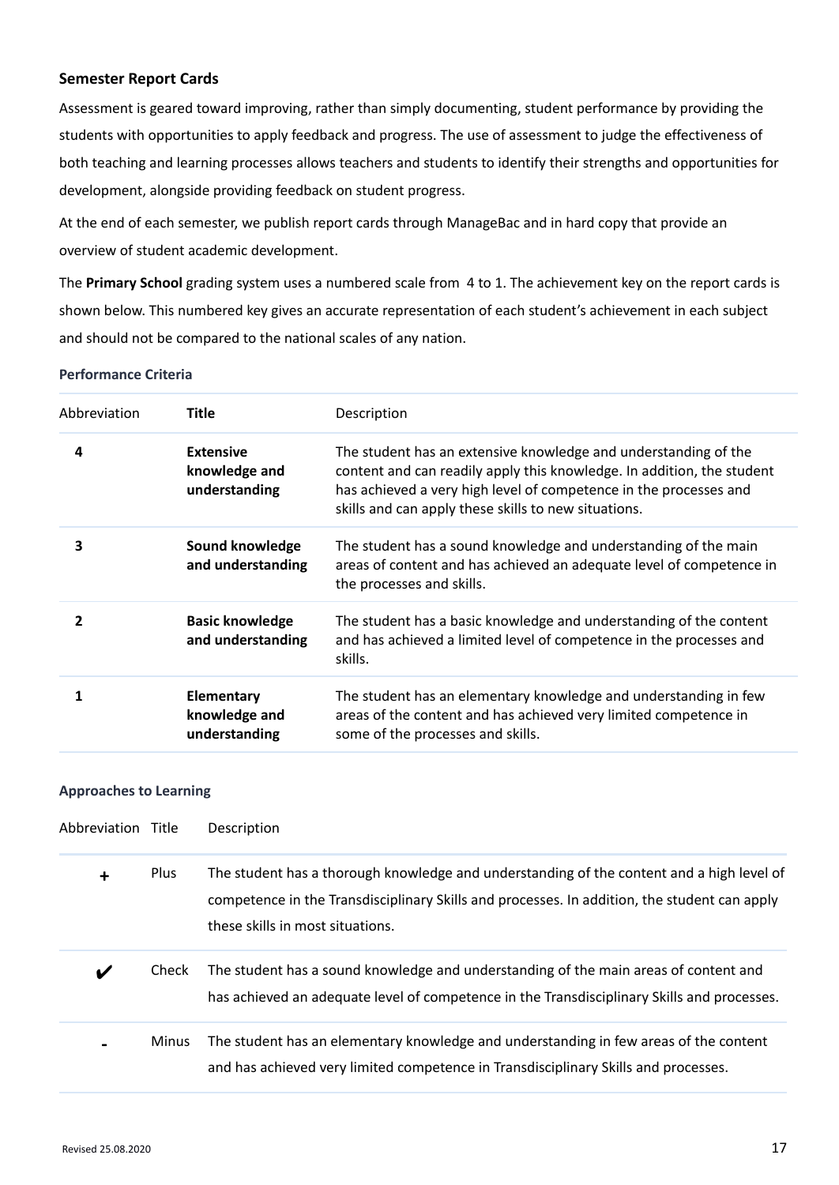### Semester Report Cards

Assessment is geared toward improving, rather than simply documenting, student performance by providing the students with opportunities to apply feedback and progress. The use of assessment to judge the effectiveness of both teaching and learning processes allows teachers and students to identify their strengths and opportunities for development, alongside providing feedback on student progress.

At the end of each semester, we publish report cards through ManageBac and in hard copy that provide an overview of student academic development.

The **Primary School** grading system uses a numbered scale from 4 to 1. The achievement key on the report cards is shown below. This numbered key gives an accurate representation of each student's achievement in each subject and should not be compared to the national scales of any nation.

#### Performance Criteria

| Abbreviation | Title | Description |
|---|---|---|
| **4** | **Extensive knowledge and understanding** | The student has an extensive knowledge and understanding of the content and can readily apply this knowledge. In addition, the student has achieved a very high level of competence in the processes and skills and can apply these skills to new situations. |
| **3** | **Sound knowledge and understanding** | The student has a sound knowledge and understanding of the main areas of content and has achieved an adequate level of competence in the processes and skills. |
| **2** | **Basic knowledge and understanding** | The student has a basic knowledge and understanding of the content and has achieved a limited level of competence in the processes and skills. |
| **1** | **Elementary knowledge and understanding** | The student has an elementary knowledge and understanding in few areas of the content and has achieved very limited competence in some of the processes and skills. |

#### Approaches to Learning

| Abbreviation | Title | Description |
|---|---|---|
| **+** | Plus | The student has a thorough knowledge and understanding of the content and a high level of competence in the Transdisciplinary Skills and processes. In addition, the student can apply these skills in most situations. |
| ✔ | Check | The student has a sound knowledge and understanding of the main areas of content and has achieved an adequate level of competence in the Transdisciplinary Skills and processes. |
| **-** | Minus | The student has an elementary knowledge and understanding in few areas of the content and has achieved very limited competence in Transdisciplinary Skills and processes. |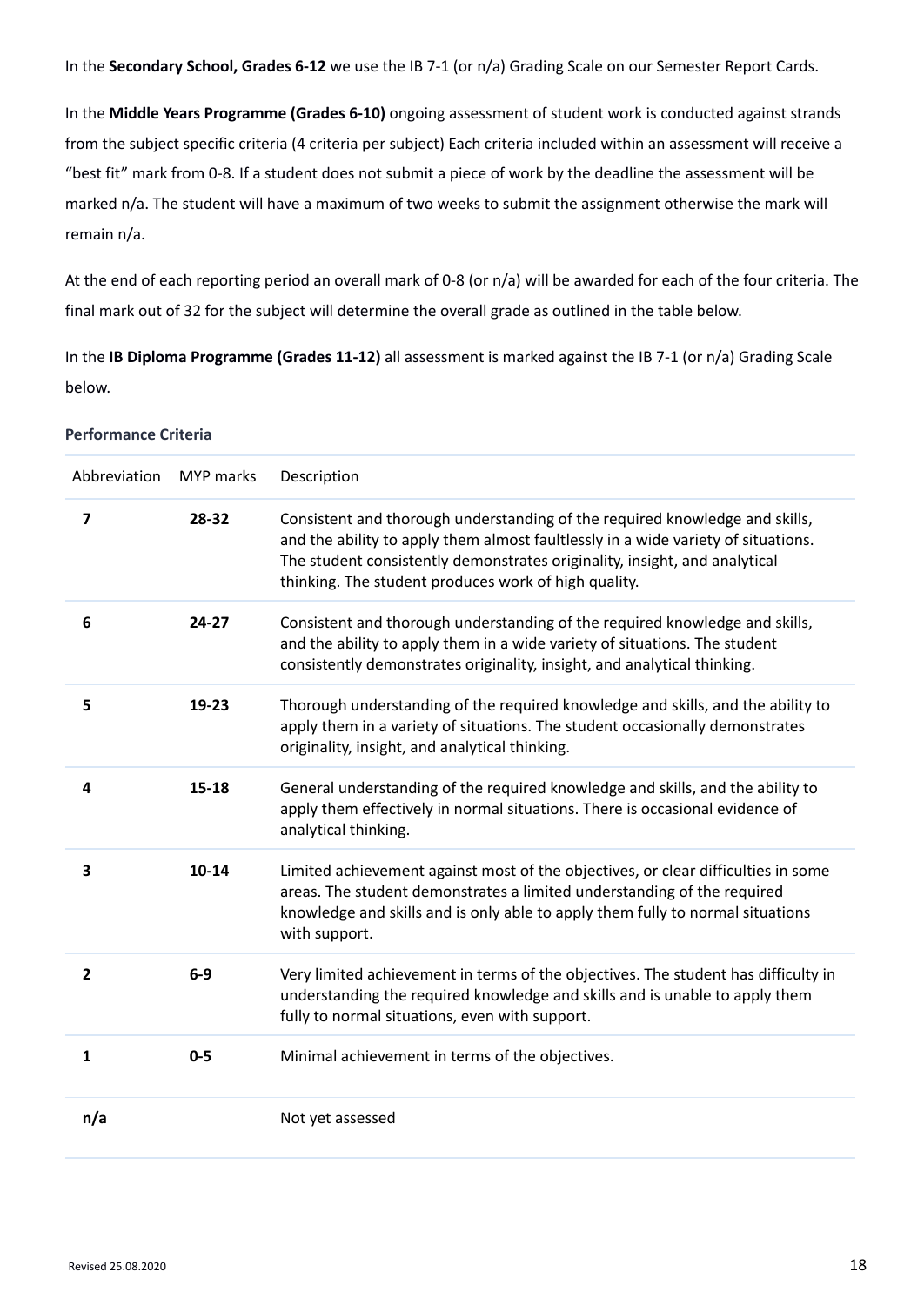In the **Secondary School, Grades 6-12** we use the IB 7-1 (or n/a) Grading Scale on our Semester Report Cards.

In the **Middle Years Programme (Grades 6-10)** ongoing assessment of student work is conducted against strands from the subject specific criteria (4 criteria per subject) Each criteria included within an assessment will receive a "best fit" mark from 0-8. If a student does not submit a piece of work by the deadline the assessment will be marked n/a. The student will have a maximum of two weeks to submit the assignment otherwise the mark will remain n/a.

At the end of each reporting period an overall mark of 0-8 (or n/a) will be awarded for each of the four criteria. The final mark out of 32 for the subject will determine the overall grade as outlined in the table below.

In the **IB Diploma Programme (Grades 11-12)** all assessment is marked against the IB 7-1 (or n/a) Grading Scale below.

### Performance Criteria

| Abbreviation | MYP marks | Description |
|---|---|---|
| **7** | **28-32** | Consistent and thorough understanding of the required knowledge and skills, and the ability to apply them almost faultlessly in a wide variety of situations. The student consistently demonstrates originality, insight, and analytical thinking. The student produces work of high quality. |
| **6** | **24-27** | Consistent and thorough understanding of the required knowledge and skills, and the ability to apply them in a wide variety of situations. The student consistently demonstrates originality, insight, and analytical thinking. |
| **5** | **19-23** | Thorough understanding of the required knowledge and skills, and the ability to apply them in a variety of situations. The student occasionally demonstrates originality, insight, and analytical thinking. |
| **4** | **15-18** | General understanding of the required knowledge and skills, and the ability to apply them effectively in normal situations. There is occasional evidence of analytical thinking. |
| **3** | **10-14** | Limited achievement against most of the objectives, or clear difficulties in some areas. The student demonstrates a limited understanding of the required knowledge and skills and is only able to apply them fully to normal situations with support. |
| **2** | **6-9** | Very limited achievement in terms of the objectives. The student has difficulty in understanding the required knowledge and skills and is unable to apply them fully to normal situations, even with support. |
| **1** | **0-5** | Minimal achievement in terms of the objectives. |
| **n/a** | | Not yet assessed |

Revised 25.08.2020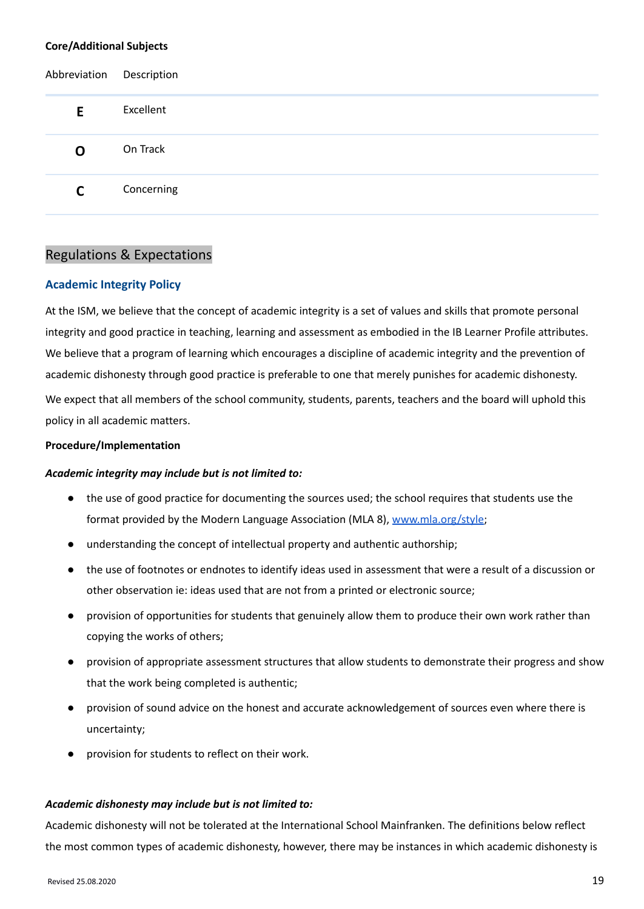**Core/Additional Subjects**

| Abbreviation | Description |
|---|---|
| **E** | Excellent |
| **O** | On Track |
| **C** | Concerning |

## Regulations & Expectations

### Academic Integrity Policy

At the ISM, we believe that the concept of academic integrity is a set of values and skills that promote personal integrity and good practice in teaching, learning and assessment as embodied in the IB Learner Profile attributes. We believe that a program of learning which encourages a discipline of academic integrity and the prevention of academic dishonesty through good practice is preferable to one that merely punishes for academic dishonesty.

We expect that all members of the school community, students, parents, teachers and the board will uphold this policy in all academic matters.

**Procedure/Implementation**

***Academic integrity may include but is not limited to:***

- the use of good practice for documenting the sources used; the school requires that students use the format provided by the Modern Language Association (MLA 8), [www.mla.org/style](http://www.mla.org/style);
- understanding the concept of intellectual property and authentic authorship;
- the use of footnotes or endnotes to identify ideas used in assessment that were a result of a discussion or other observation ie: ideas used that are not from a printed or electronic source;
- provision of opportunities for students that genuinely allow them to produce their own work rather than copying the works of others;
- provision of appropriate assessment structures that allow students to demonstrate their progress and show that the work being completed is authentic;
- provision of sound advice on the honest and accurate acknowledgement of sources even where there is uncertainty;
- provision for students to reflect on their work.

***Academic dishonesty may include but is not limited to:***

Academic dishonesty will not be tolerated at the International School Mainfranken. The definitions below reflect the most common types of academic dishonesty, however, there may be instances in which academic dishonesty is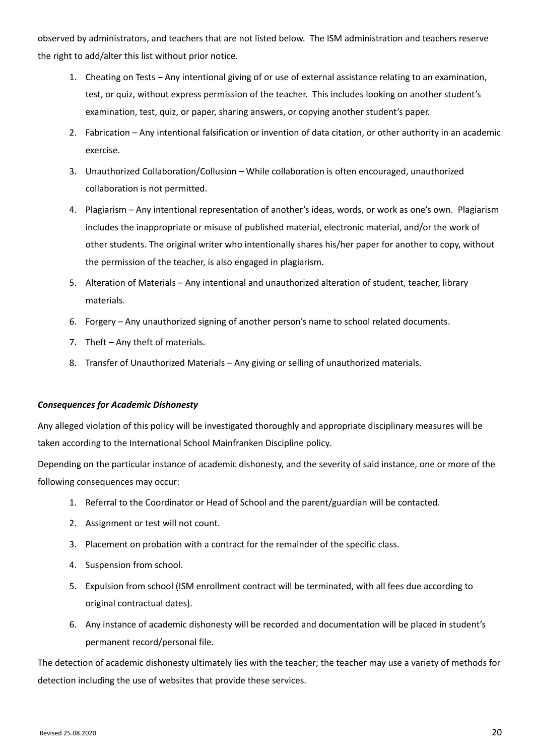observed by administrators, and teachers that are not listed below. The ISM administration and teachers reserve the right to add/alter this list without prior notice.

1. Cheating on Tests – Any intentional giving of or use of external assistance relating to an examination, test, or quiz, without express permission of the teacher. This includes looking on another student's examination, test, quiz, or paper, sharing answers, or copying another student's paper.
2. Fabrication – Any intentional falsification or invention of data citation, or other authority in an academic exercise.
3. Unauthorized Collaboration/Collusion – While collaboration is often encouraged, unauthorized collaboration is not permitted.
4. Plagiarism – Any intentional representation of another's ideas, words, or work as one's own. Plagiarism includes the inappropriate or misuse of published material, electronic material, and/or the work of other students. The original writer who intentionally shares his/her paper for another to copy, without the permission of the teacher, is also engaged in plagiarism.
5. Alteration of Materials – Any intentional and unauthorized alteration of student, teacher, library materials.
6. Forgery – Any unauthorized signing of another person's name to school related documents.
7. Theft – Any theft of materials.
8. Transfer of Unauthorized Materials – Any giving or selling of unauthorized materials.

***Consequences for Academic Dishonesty***

Any alleged violation of this policy will be investigated thoroughly and appropriate disciplinary measures will be taken according to the International School Mainfranken Discipline policy.

Depending on the particular instance of academic dishonesty, and the severity of said instance, one or more of the following consequences may occur:

1. Referral to the Coordinator or Head of School and the parent/guardian will be contacted.
2. Assignment or test will not count.
3. Placement on probation with a contract for the remainder of the specific class.
4. Suspension from school.
5. Expulsion from school (ISM enrollment contract will be terminated, with all fees due according to original contractual dates).
6. Any instance of academic dishonesty will be recorded and documentation will be placed in student's permanent record/personal file.

The detection of academic dishonesty ultimately lies with the teacher; the teacher may use a variety of methods for detection including the use of websites that provide these services.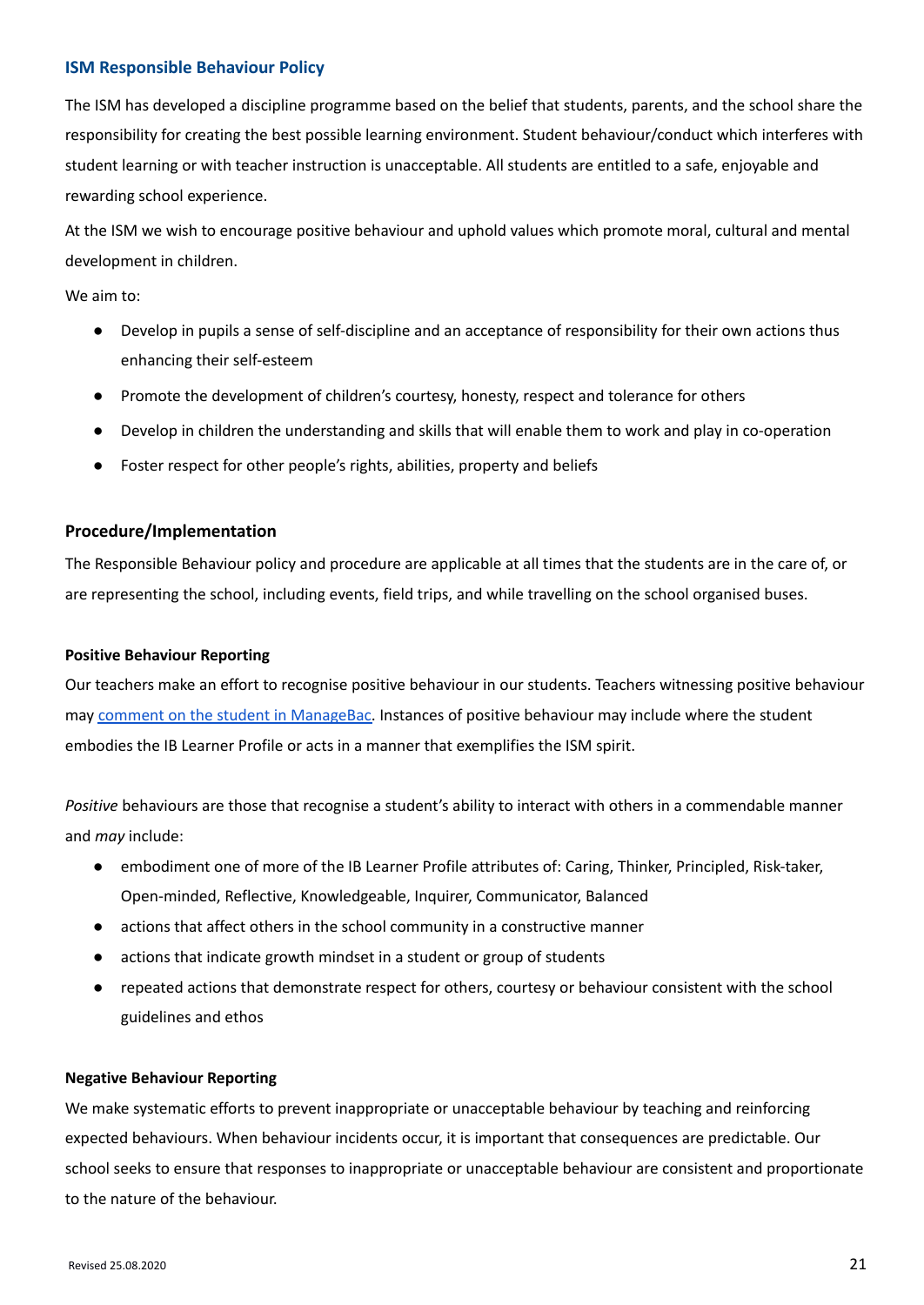## ISM Responsible Behaviour Policy

The ISM has developed a discipline programme based on the belief that students, parents, and the school share the responsibility for creating the best possible learning environment. Student behaviour/conduct which interferes with student learning or with teacher instruction is unacceptable. All students are entitled to a safe, enjoyable and rewarding school experience.

At the ISM we wish to encourage positive behaviour and uphold values which promote moral, cultural and mental development in children.

We aim to:

- Develop in pupils a sense of self-discipline and an acceptance of responsibility for their own actions thus enhancing their self-esteem
- Promote the development of children's courtesy, honesty, respect and tolerance for others
- Develop in children the understanding and skills that will enable them to work and play in co-operation
- Foster respect for other people's rights, abilities, property and beliefs

### Procedure/Implementation

The Responsible Behaviour policy and procedure are applicable at all times that the students are in the care of, or are representing the school, including events, field trips, and while travelling on the school organised buses.

**Positive Behaviour Reporting**

Our teachers make an effort to recognise positive behaviour in our students. Teachers witnessing positive behaviour may comment on the student in ManageBac. Instances of positive behaviour may include where the student embodies the IB Learner Profile or acts in a manner that exemplifies the ISM spirit.

*Positive* behaviours are those that recognise a student's ability to interact with others in a commendable manner and *may* include:

- embodiment one of more of the IB Learner Profile attributes of: Caring, Thinker, Principled, Risk-taker, Open-minded, Reflective, Knowledgeable, Inquirer, Communicator, Balanced
- actions that affect others in the school community in a constructive manner
- actions that indicate growth mindset in a student or group of students
- repeated actions that demonstrate respect for others, courtesy or behaviour consistent with the school guidelines and ethos

**Negative Behaviour Reporting**

We make systematic efforts to prevent inappropriate or unacceptable behaviour by teaching and reinforcing expected behaviours. When behaviour incidents occur, it is important that consequences are predictable. Our school seeks to ensure that responses to inappropriate or unacceptable behaviour are consistent and proportionate to the nature of the behaviour.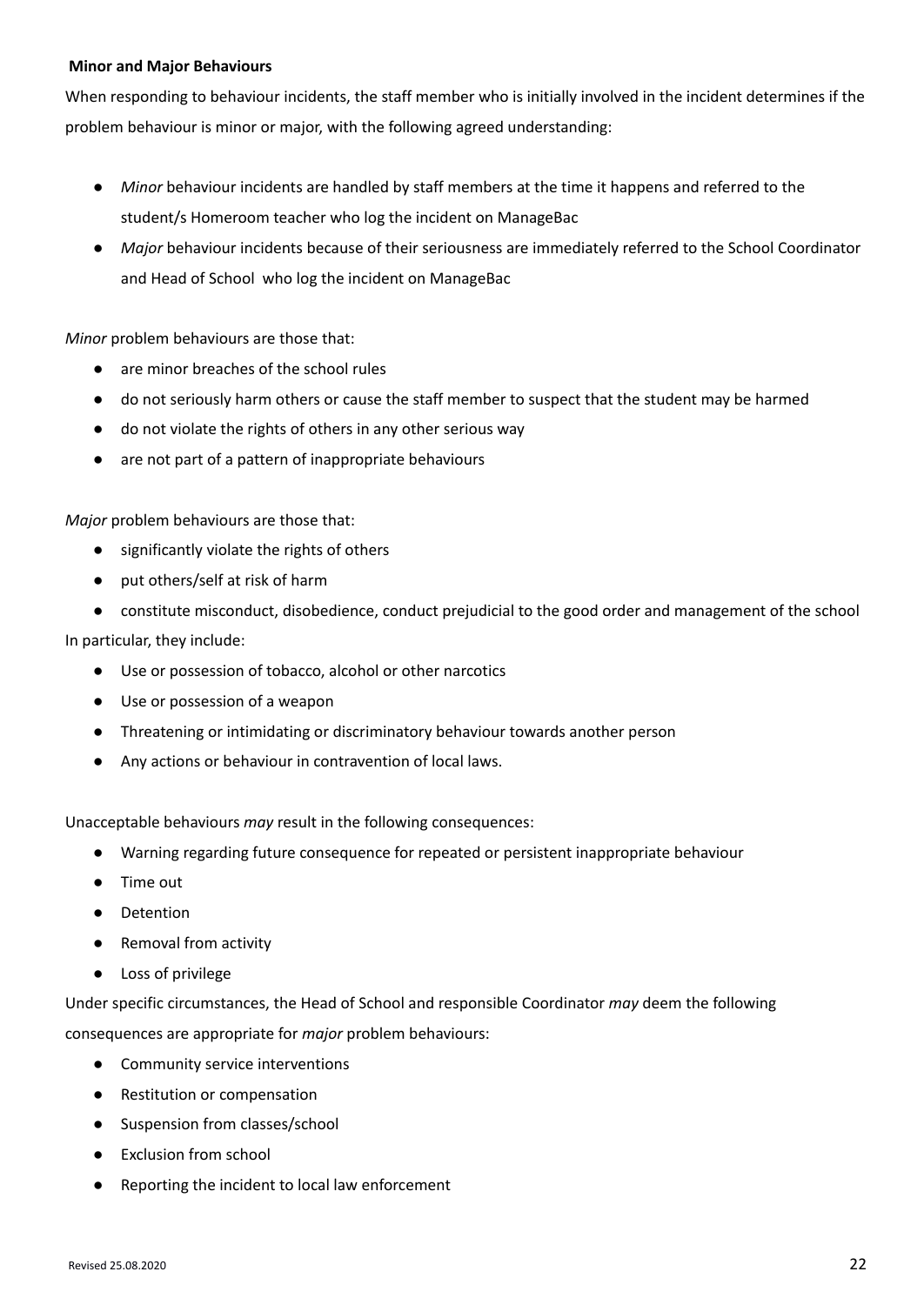**Minor and Major Behaviours**

When responding to behaviour incidents, the staff member who is initially involved in the incident determines if the problem behaviour is minor or major, with the following agreed understanding:

- *Minor* behaviour incidents are handled by staff members at the time it happens and referred to the student/s Homeroom teacher who log the incident on ManageBac
- *Major* behaviour incidents because of their seriousness are immediately referred to the School Coordinator and Head of School who log the incident on ManageBac

*Minor* problem behaviours are those that:

- are minor breaches of the school rules
- do not seriously harm others or cause the staff member to suspect that the student may be harmed
- do not violate the rights of others in any other serious way
- are not part of a pattern of inappropriate behaviours

*Major* problem behaviours are those that:

- significantly violate the rights of others
- put others/self at risk of harm
- constitute misconduct, disobedience, conduct prejudicial to the good order and management of the school

In particular, they include:

- Use or possession of tobacco, alcohol or other narcotics
- Use or possession of a weapon
- Threatening or intimidating or discriminatory behaviour towards another person
- Any actions or behaviour in contravention of local laws.

Unacceptable behaviours *may* result in the following consequences:

- Warning regarding future consequence for repeated or persistent inappropriate behaviour
- Time out
- Detention
- Removal from activity
- Loss of privilege

Under specific circumstances, the Head of School and responsible Coordinator *may* deem the following consequences are appropriate for *major* problem behaviours:

- Community service interventions
- Restitution or compensation
- Suspension from classes/school
- Exclusion from school
- Reporting the incident to local law enforcement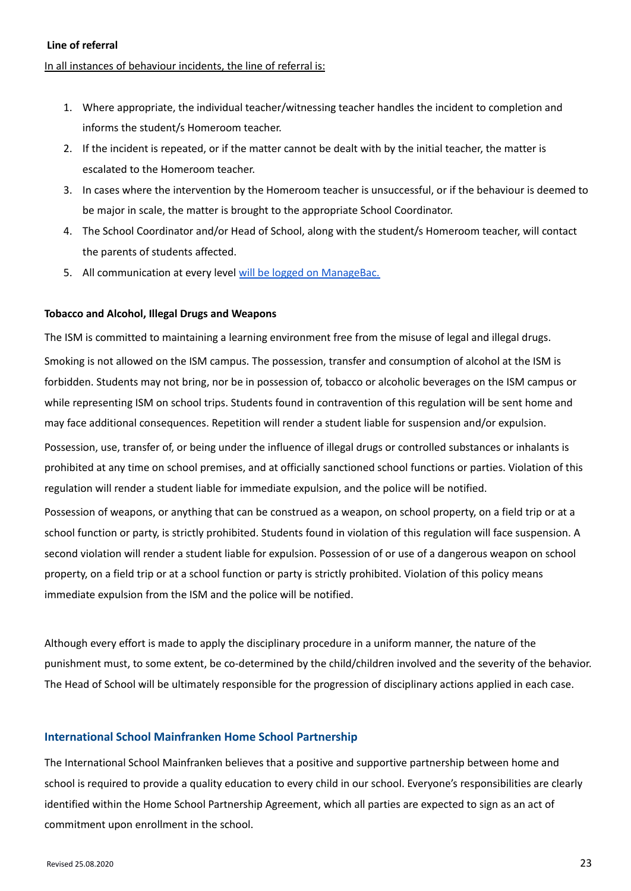**Line of referral**

In all instances of behaviour incidents, the line of referral is:

1. Where appropriate, the individual teacher/witnessing teacher handles the incident to completion and informs the student/s Homeroom teacher.
2. If the incident is repeated, or if the matter cannot be dealt with by the initial teacher, the matter is escalated to the Homeroom teacher.
3. In cases where the intervention by the Homeroom teacher is unsuccessful, or if the behaviour is deemed to be major in scale, the matter is brought to the appropriate School Coordinator.
4. The School Coordinator and/or Head of School, along with the student/s Homeroom teacher, will contact the parents of students affected.
5. All communication at every level will be logged on ManageBac.

**Tobacco and Alcohol, Illegal Drugs and Weapons**

The ISM is committed to maintaining a learning environment free from the misuse of legal and illegal drugs.

Smoking is not allowed on the ISM campus. The possession, transfer and consumption of alcohol at the ISM is forbidden. Students may not bring, nor be in possession of, tobacco or alcoholic beverages on the ISM campus or while representing ISM on school trips. Students found in contravention of this regulation will be sent home and may face additional consequences. Repetition will render a student liable for suspension and/or expulsion.

Possession, use, transfer of, or being under the influence of illegal drugs or controlled substances or inhalants is prohibited at any time on school premises, and at officially sanctioned school functions or parties. Violation of this regulation will render a student liable for immediate expulsion, and the police will be notified.

Possession of weapons, or anything that can be construed as a weapon, on school property, on a field trip or at a school function or party, is strictly prohibited. Students found in violation of this regulation will face suspension. A second violation will render a student liable for expulsion. Possession of or use of a dangerous weapon on school property, on a field trip or at a school function or party is strictly prohibited. Violation of this policy means immediate expulsion from the ISM and the police will be notified.

Although every effort is made to apply the disciplinary procedure in a uniform manner, the nature of the punishment must, to some extent, be co-determined by the child/children involved and the severity of the behavior. The Head of School will be ultimately responsible for the progression of disciplinary actions applied in each case.

## International School Mainfranken Home School Partnership

The International School Mainfranken believes that a positive and supportive partnership between home and school is required to provide a quality education to every child in our school. Everyone's responsibilities are clearly identified within the Home School Partnership Agreement, which all parties are expected to sign as an act of commitment upon enrollment in the school.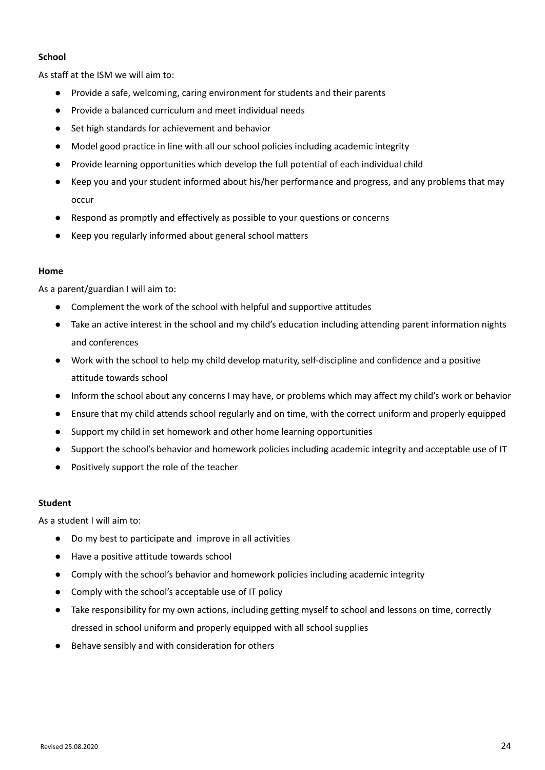**School**

As staff at the ISM we will aim to:

- Provide a safe, welcoming, caring environment for students and their parents
- Provide a balanced curriculum and meet individual needs
- Set high standards for achievement and behavior
- Model good practice in line with all our school policies including academic integrity
- Provide learning opportunities which develop the full potential of each individual child
- Keep you and your student informed about his/her performance and progress, and any problems that may occur
- Respond as promptly and effectively as possible to your questions or concerns
- Keep you regularly informed about general school matters

**Home**

As a parent/guardian I will aim to:

- Complement the work of the school with helpful and supportive attitudes
- Take an active interest in the school and my child's education including attending parent information nights and conferences
- Work with the school to help my child develop maturity, self-discipline and confidence and a positive attitude towards school
- Inform the school about any concerns I may have, or problems which may affect my child's work or behavior
- Ensure that my child attends school regularly and on time, with the correct uniform and properly equipped
- Support my child in set homework and other home learning opportunities
- Support the school's behavior and homework policies including academic integrity and acceptable use of IT
- Positively support the role of the teacher

**Student**

As a student I will aim to:

- Do my best to participate and improve in all activities
- Have a positive attitude towards school
- Comply with the school's behavior and homework policies including academic integrity
- Comply with the school's acceptable use of IT policy
- Take responsibility for my own actions, including getting myself to school and lessons on time, correctly dressed in school uniform and properly equipped with all school supplies
- Behave sensibly and with consideration for others

Revised 25.08.2020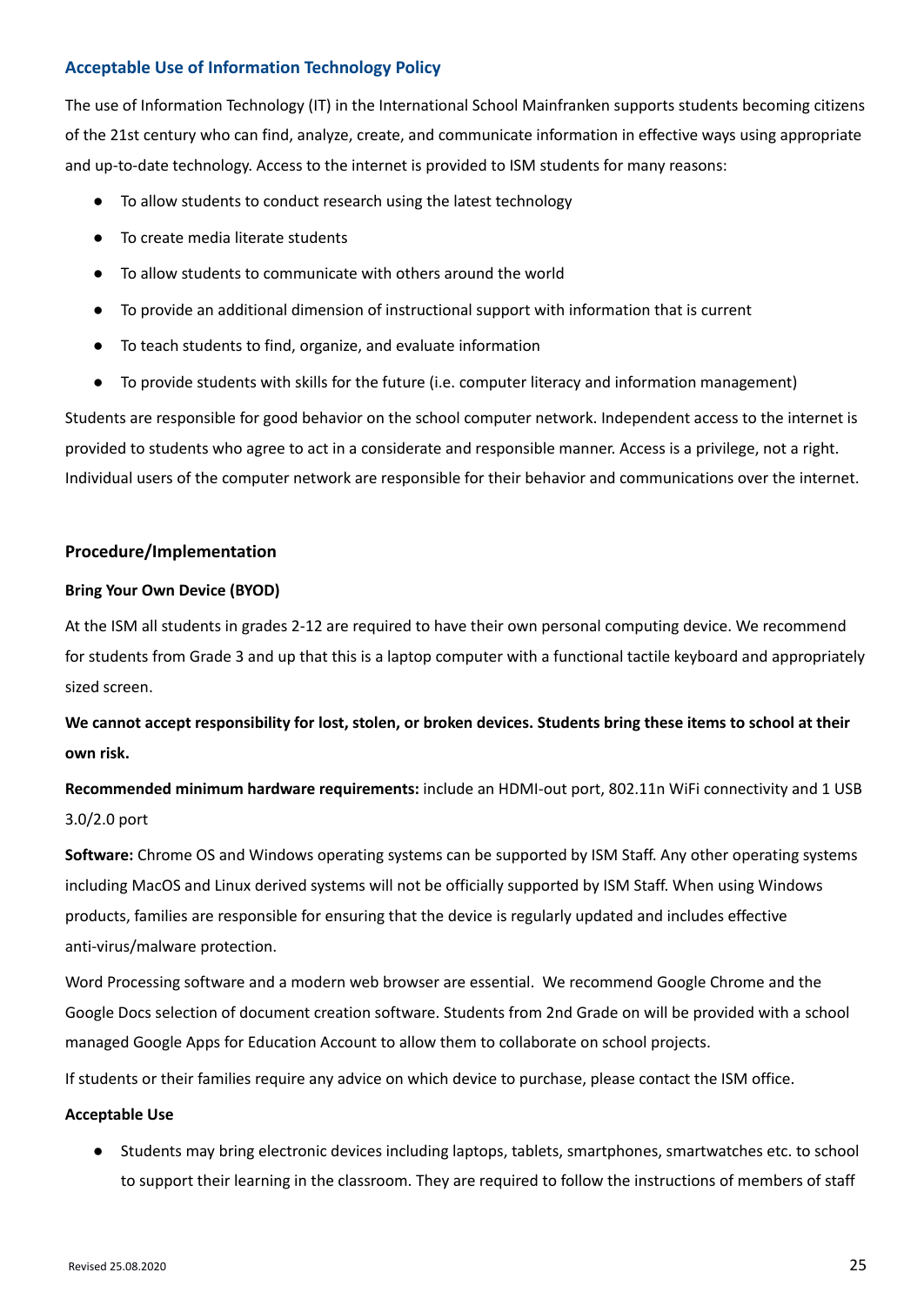## Acceptable Use of Information Technology Policy

The use of Information Technology (IT) in the International School Mainfranken supports students becoming citizens of the 21st century who can find, analyze, create, and communicate information in effective ways using appropriate and up-to-date technology. Access to the internet is provided to ISM students for many reasons:

- To allow students to conduct research using the latest technology
- To create media literate students
- To allow students to communicate with others around the world
- To provide an additional dimension of instructional support with information that is current
- To teach students to find, organize, and evaluate information
- To provide students with skills for the future (i.e. computer literacy and information management)

Students are responsible for good behavior on the school computer network. Independent access to the internet is provided to students who agree to act in a considerate and responsible manner. Access is a privilege, not a right. Individual users of the computer network are responsible for their behavior and communications over the internet.

### Procedure/Implementation

#### Bring Your Own Device (BYOD)

At the ISM all students in grades 2-12 are required to have their own personal computing device. We recommend for students from Grade 3 and up that this is a laptop computer with a functional tactile keyboard and appropriately sized screen.

**We cannot accept responsibility for lost, stolen, or broken devices. Students bring these items to school at their own risk.**

**Recommended minimum hardware requirements:** include an HDMI-out port, 802.11n WiFi connectivity and 1 USB 3.0/2.0 port

**Software:** Chrome OS and Windows operating systems can be supported by ISM Staff. Any other operating systems including MacOS and Linux derived systems will not be officially supported by ISM Staff. When using Windows products, families are responsible for ensuring that the device is regularly updated and includes effective anti-virus/malware protection.

Word Processing software and a modern web browser are essential. We recommend Google Chrome and the Google Docs selection of document creation software. Students from 2nd Grade on will be provided with a school managed Google Apps for Education Account to allow them to collaborate on school projects.

If students or their families require any advice on which device to purchase, please contact the ISM office.

#### Acceptable Use

- Students may bring electronic devices including laptops, tablets, smartphones, smartwatches etc. to school to support their learning in the classroom. They are required to follow the instructions of members of staff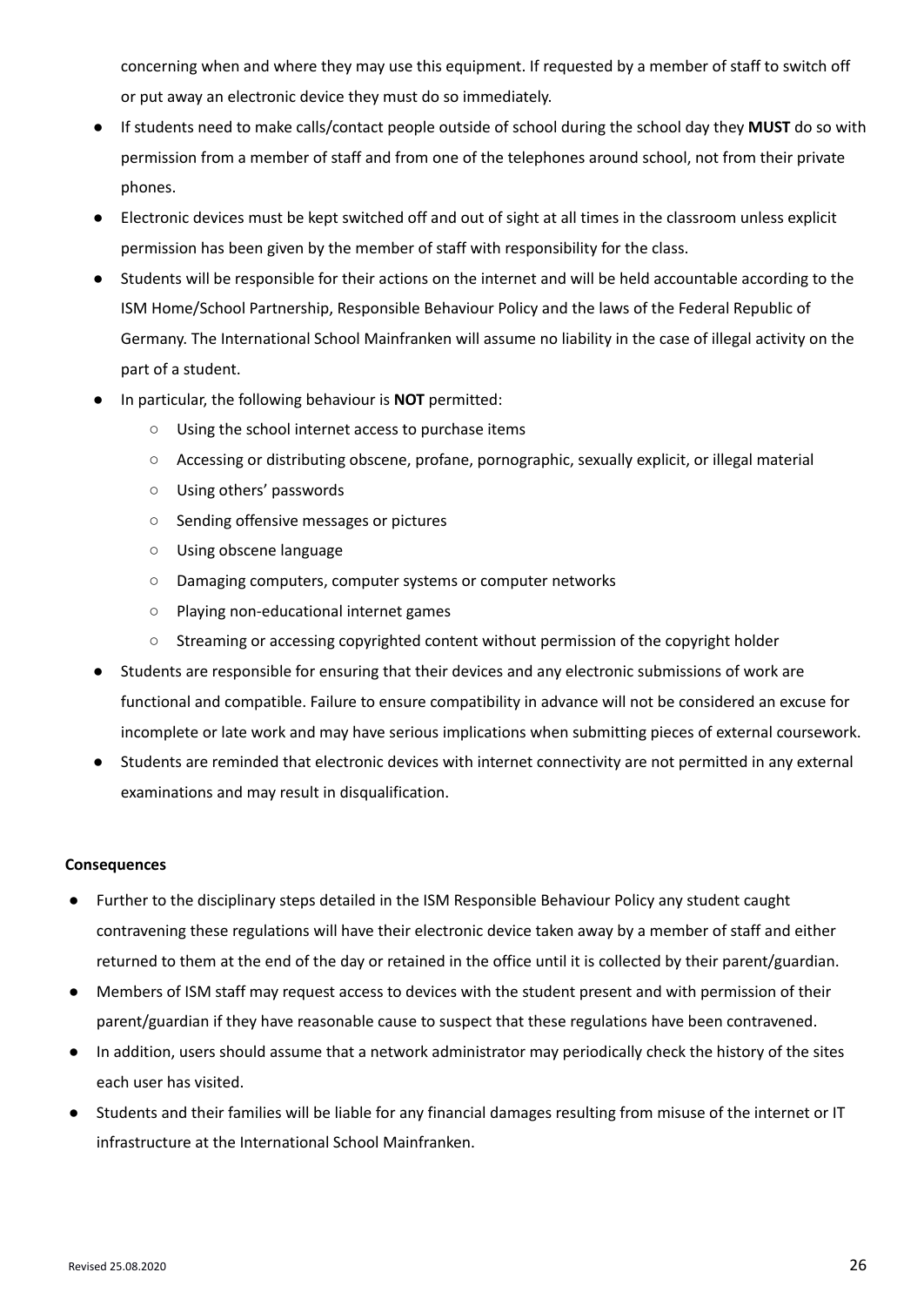concerning when and where they may use this equipment. If requested by a member of staff to switch off or put away an electronic device they must do so immediately.

- If students need to make calls/contact people outside of school during the school day they **MUST** do so with permission from a member of staff and from one of the telephones around school, not from their private phones.
- Electronic devices must be kept switched off and out of sight at all times in the classroom unless explicit permission has been given by the member of staff with responsibility for the class.
- Students will be responsible for their actions on the internet and will be held accountable according to the ISM Home/School Partnership, Responsible Behaviour Policy and the laws of the Federal Republic of Germany. The International School Mainfranken will assume no liability in the case of illegal activity on the part of a student.
- In particular, the following behaviour is **NOT** permitted:
  - Using the school internet access to purchase items
  - Accessing or distributing obscene, profane, pornographic, sexually explicit, or illegal material
  - Using others' passwords
  - Sending offensive messages or pictures
  - Using obscene language
  - Damaging computers, computer systems or computer networks
  - Playing non-educational internet games
  - Streaming or accessing copyrighted content without permission of the copyright holder
- Students are responsible for ensuring that their devices and any electronic submissions of work are functional and compatible. Failure to ensure compatibility in advance will not be considered an excuse for incomplete or late work and may have serious implications when submitting pieces of external coursework.
- Students are reminded that electronic devices with internet connectivity are not permitted in any external examinations and may result in disqualification.

**Consequences**

- Further to the disciplinary steps detailed in the ISM Responsible Behaviour Policy any student caught contravening these regulations will have their electronic device taken away by a member of staff and either returned to them at the end of the day or retained in the office until it is collected by their parent/guardian.
- Members of ISM staff may request access to devices with the student present and with permission of their parent/guardian if they have reasonable cause to suspect that these regulations have been contravened.
- In addition, users should assume that a network administrator may periodically check the history of the sites each user has visited.
- Students and their families will be liable for any financial damages resulting from misuse of the internet or IT infrastructure at the International School Mainfranken.

Revised 25.08.2020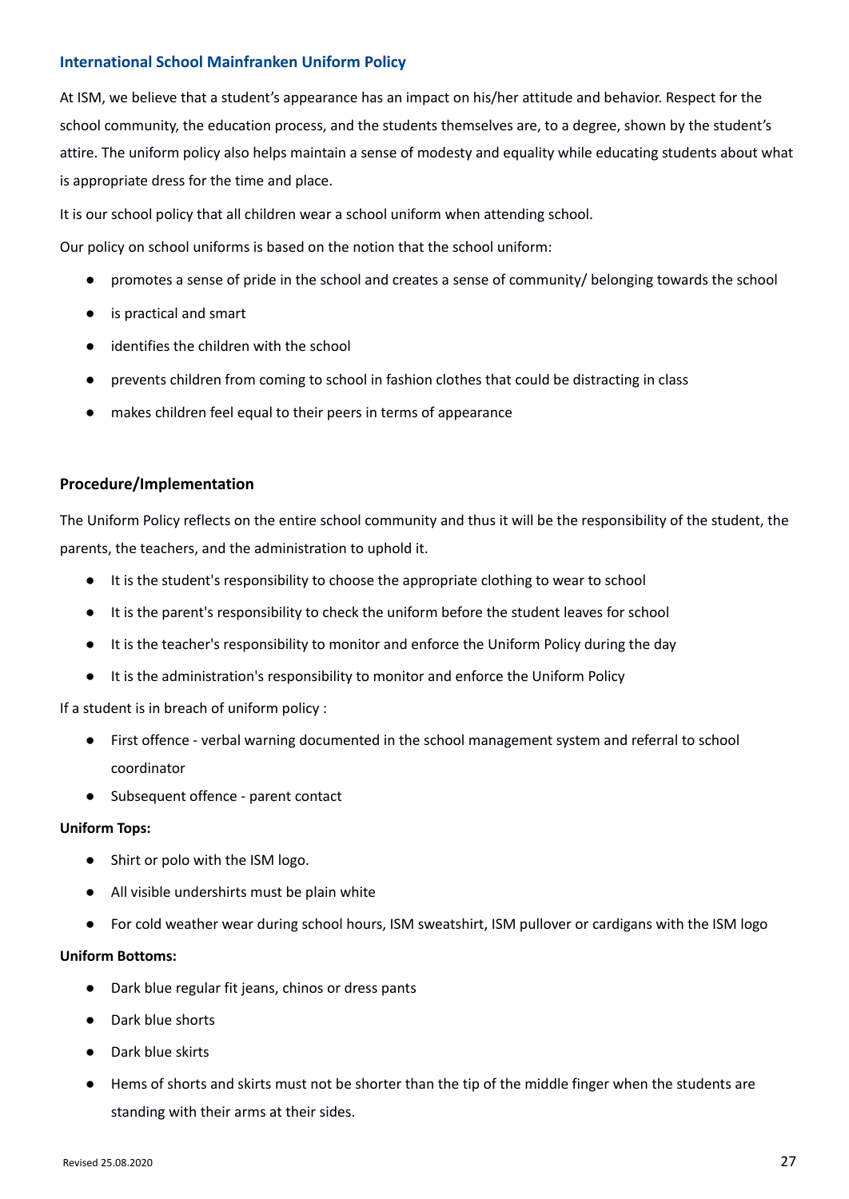## International School Mainfranken Uniform Policy

At ISM, we believe that a student's appearance has an impact on his/her attitude and behavior. Respect for the school community, the education process, and the students themselves are, to a degree, shown by the student's attire. The uniform policy also helps maintain a sense of modesty and equality while educating students about what is appropriate dress for the time and place.

It is our school policy that all children wear a school uniform when attending school.

Our policy on school uniforms is based on the notion that the school uniform:

- promotes a sense of pride in the school and creates a sense of community/ belonging towards the school
- is practical and smart
- identifies the children with the school
- prevents children from coming to school in fashion clothes that could be distracting in class
- makes children feel equal to their peers in terms of appearance

### Procedure/Implementation

The Uniform Policy reflects on the entire school community and thus it will be the responsibility of the student, the parents, the teachers, and the administration to uphold it.

- It is the student's responsibility to choose the appropriate clothing to wear to school
- It is the parent's responsibility to check the uniform before the student leaves for school
- It is the teacher's responsibility to monitor and enforce the Uniform Policy during the day
- It is the administration's responsibility to monitor and enforce the Uniform Policy

If a student is in breach of uniform policy :

- First offence - verbal warning documented in the school management system and referral to school coordinator
- Subsequent offence - parent contact

**Uniform Tops:**

- Shirt or polo with the ISM logo.
- All visible undershirts must be plain white
- For cold weather wear during school hours, ISM sweatshirt, ISM pullover or cardigans with the ISM logo

**Uniform Bottoms:**

- Dark blue regular fit jeans, chinos or dress pants
- Dark blue shorts
- Dark blue skirts
- Hems of shorts and skirts must not be shorter than the tip of the middle finger when the students are standing with their arms at their sides.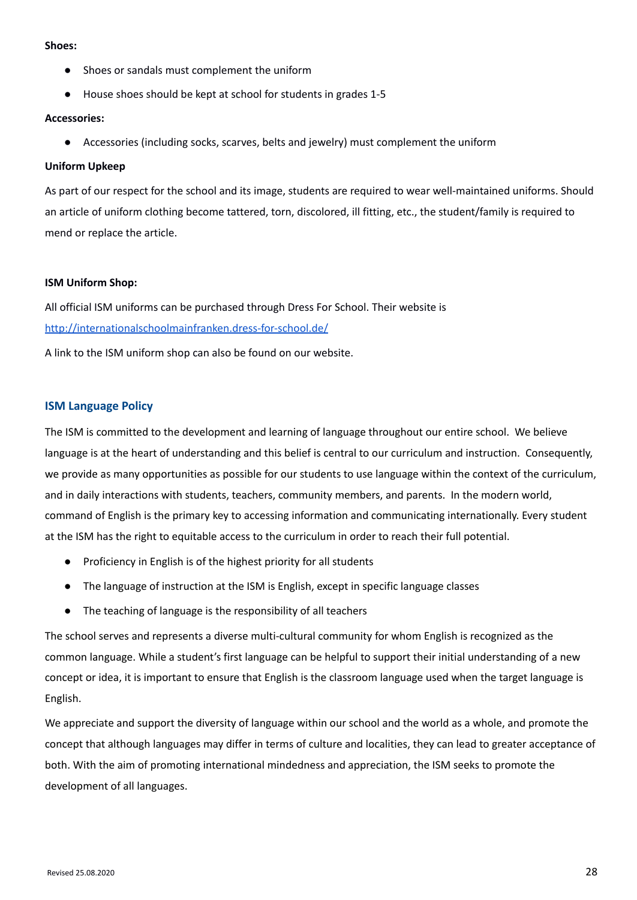**Shoes:**

- Shoes or sandals must complement the uniform
- House shoes should be kept at school for students in grades 1-5

**Accessories:**

- Accessories (including socks, scarves, belts and jewelry) must complement the uniform

**Uniform Upkeep**

As part of our respect for the school and its image, students are required to wear well-maintained uniforms. Should an article of uniform clothing become tattered, torn, discolored, ill fitting, etc., the student/family is required to mend or replace the article.

**ISM Uniform Shop:**

All official ISM uniforms can be purchased through Dress For School. Their website is [http://internationalschoolmainfranken.dress-for-school.de/](http://internationalschoolmainfranken.dress-for-school.de/)

A link to the ISM uniform shop can also be found on our website.

## ISM Language Policy

The ISM is committed to the development and learning of language throughout our entire school. We believe language is at the heart of understanding and this belief is central to our curriculum and instruction. Consequently, we provide as many opportunities as possible for our students to use language within the context of the curriculum, and in daily interactions with students, teachers, community members, and parents. In the modern world, command of English is the primary key to accessing information and communicating internationally. Every student at the ISM has the right to equitable access to the curriculum in order to reach their full potential.

- Proficiency in English is of the highest priority for all students
- The language of instruction at the ISM is English, except in specific language classes
- The teaching of language is the responsibility of all teachers

The school serves and represents a diverse multi-cultural community for whom English is recognized as the common language. While a student's first language can be helpful to support their initial understanding of a new concept or idea, it is important to ensure that English is the classroom language used when the target language is English.

We appreciate and support the diversity of language within our school and the world as a whole, and promote the concept that although languages may differ in terms of culture and localities, they can lead to greater acceptance of both. With the aim of promoting international mindedness and appreciation, the ISM seeks to promote the development of all languages.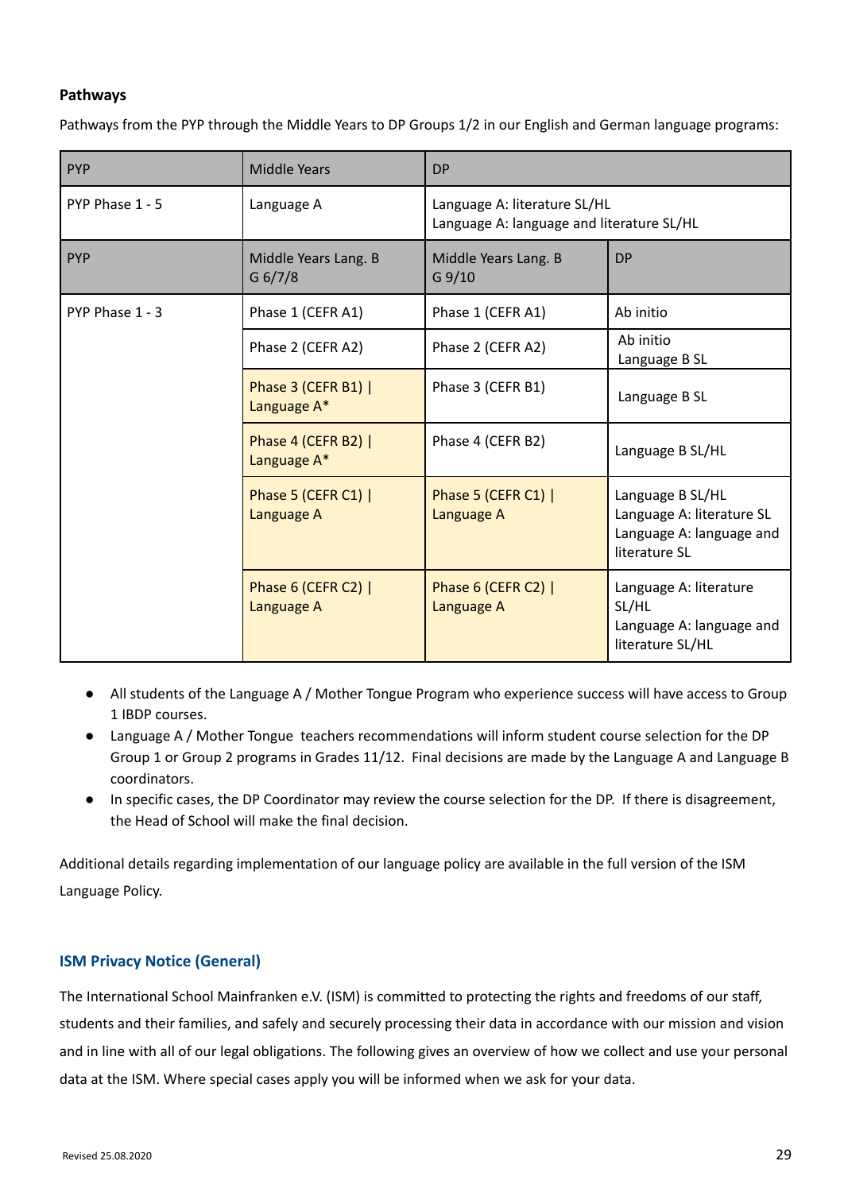**Pathways**

Pathways from the PYP through the Middle Years to DP Groups 1/2 in our English and German language programs:

| PYP | Middle Years | DP | |
|---|---|---|---|
| PYP Phase 1 - 5 | Language A | Language A: literature SL/HL<br>Language A: language and literature SL/HL | |
| **PYP** | **Middle Years Lang. B G 6/7/8** | **Middle Years Lang. B G 9/10** | **DP** |
| PYP Phase 1 - 3 | Phase 1 (CEFR A1) | Phase 1 (CEFR A1) | Ab initio |
| | Phase 2 (CEFR A2) | Phase 2 (CEFR A2) | Ab initio<br>Language B SL |
| | Phase 3 (CEFR B1) \| Language A* | Phase 3 (CEFR B1) | Language B SL |
| | Phase 4 (CEFR B2) \| Language A* | Phase 4 (CEFR B2) | Language B SL/HL |
| | Phase 5 (CEFR C1) \| Language A | Phase 5 (CEFR C1) \| Language A | Language B SL/HL<br>Language A: literature SL<br>Language A: language and literature SL |
| | Phase 6 (CEFR C2) \| Language A | Phase 6 (CEFR C2) \| Language A | Language A: literature SL/HL<br>Language A: language and literature SL/HL |

- All students of the Language A / Mother Tongue Program who experience success will have access to Group 1 IBDP courses.
- Language A / Mother Tongue teachers recommendations will inform student course selection for the DP Group 1 or Group 2 programs in Grades 11/12. Final decisions are made by the Language A and Language B coordinators.
- In specific cases, the DP Coordinator may review the course selection for the DP. If there is disagreement, the Head of School will make the final decision.

Additional details regarding implementation of our language policy are available in the full version of the ISM Language Policy.

## ISM Privacy Notice (General)

The International School Mainfranken e.V. (ISM) is committed to protecting the rights and freedoms of our staff, students and their families, and safely and securely processing their data in accordance with our mission and vision and in line with all of our legal obligations. The following gives an overview of how we collect and use your personal data at the ISM. Where special cases apply you will be informed when we ask for your data.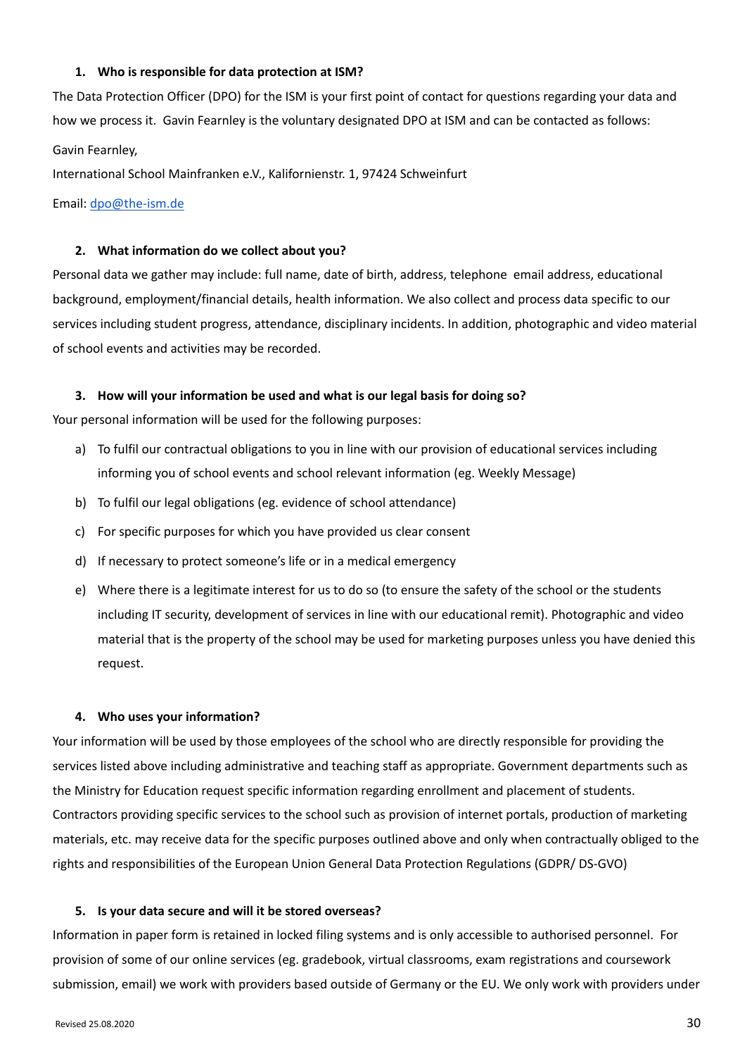### 1. Who is responsible for data protection at ISM?

The Data Protection Officer (DPO) for the ISM is your first point of contact for questions regarding your data and how we process it. Gavin Fearnley is the voluntary designated DPO at ISM and can be contacted as follows:

Gavin Fearnley,

International School Mainfranken e.V., Kalifornienstr. 1, 97424 Schweinfurt

Email: dpo@the-ism.de

### 2. What information do we collect about you?

Personal data we gather may include: full name, date of birth, address, telephone email address, educational background, employment/financial details, health information. We also collect and process data specific to our services including student progress, attendance, disciplinary incidents. In addition, photographic and video material of school events and activities may be recorded.

### 3. How will your information be used and what is our legal basis for doing so?

Your personal information will be used for the following purposes:

a) To fulfil our contractual obligations to you in line with our provision of educational services including informing you of school events and school relevant information (eg. Weekly Message)

b) To fulfil our legal obligations (eg. evidence of school attendance)

c) For specific purposes for which you have provided us clear consent

d) If necessary to protect someone's life or in a medical emergency

e) Where there is a legitimate interest for us to do so (to ensure the safety of the school or the students including IT security, development of services in line with our educational remit). Photographic and video material that is the property of the school may be used for marketing purposes unless you have denied this request.

### 4. Who uses your information?

Your information will be used by those employees of the school who are directly responsible for providing the services listed above including administrative and teaching staff as appropriate. Government departments such as the Ministry for Education request specific information regarding enrollment and placement of students. Contractors providing specific services to the school such as provision of internet portals, production of marketing materials, etc. may receive data for the specific purposes outlined above and only when contractually obliged to the rights and responsibilities of the European Union General Data Protection Regulations (GDPR/ DS-GVO)

### 5. Is your data secure and will it be stored overseas?

Information in paper form is retained in locked filing systems and is only accessible to authorised personnel. For provision of some of our online services (eg. gradebook, virtual classrooms, exam registrations and coursework submission, email) we work with providers based outside of Germany or the EU. We only work with providers under

Revised 25.08.2020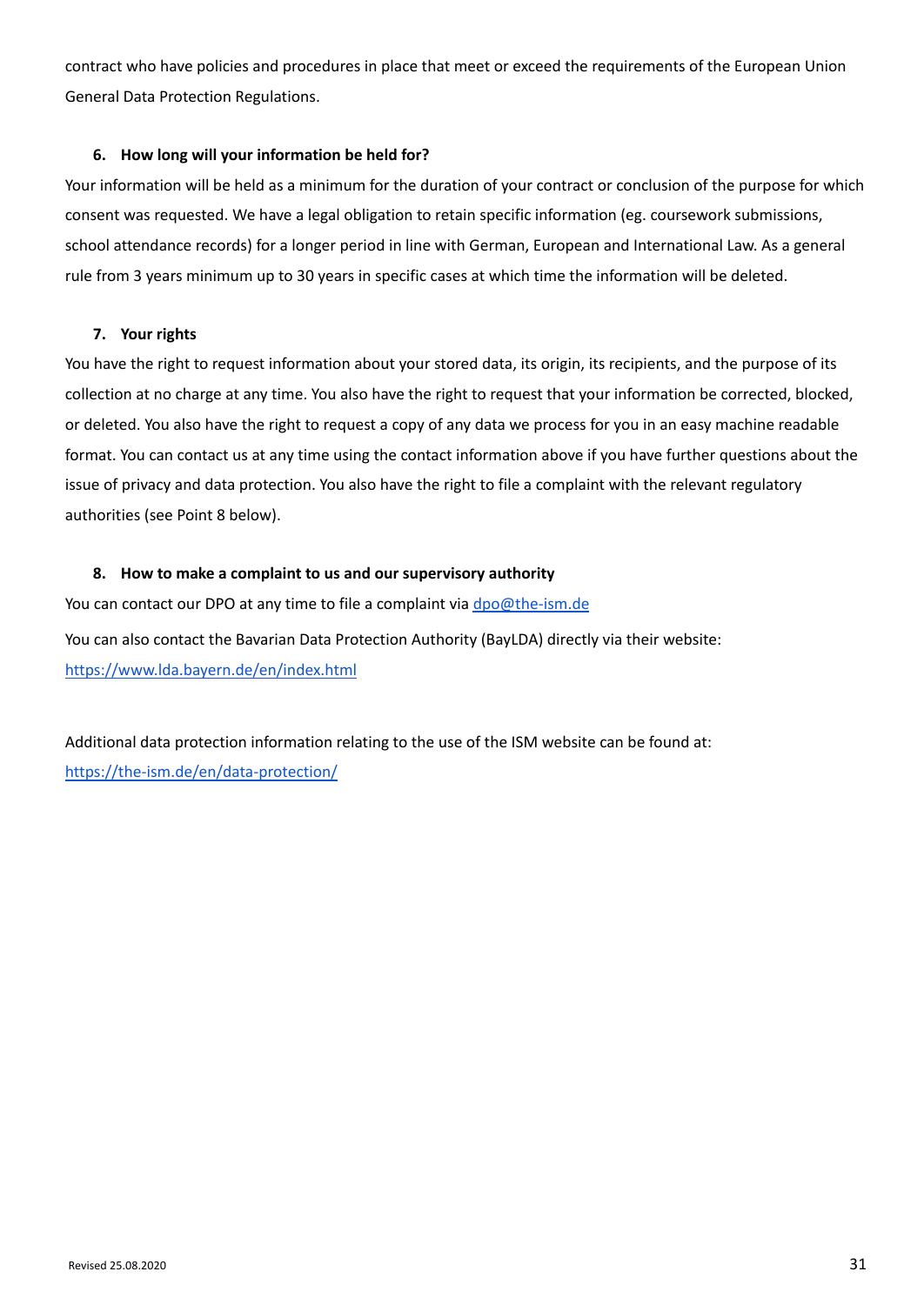contract who have policies and procedures in place that meet or exceed the requirements of the European Union General Data Protection Regulations.

### 6. How long will your information be held for?

Your information will be held as a minimum for the duration of your contract or conclusion of the purpose for which consent was requested. We have a legal obligation to retain specific information (eg. coursework submissions, school attendance records) for a longer period in line with German, European and International Law. As a general rule from 3 years minimum up to 30 years in specific cases at which time the information will be deleted.

### 7. Your rights

You have the right to request information about your stored data, its origin, its recipients, and the purpose of its collection at no charge at any time. You also have the right to request that your information be corrected, blocked, or deleted. You also have the right to request a copy of any data we process for you in an easy machine readable format. You can contact us at any time using the contact information above if you have further questions about the issue of privacy and data protection. You also have the right to file a complaint with the relevant regulatory authorities (see Point 8 below).

### 8. How to make a complaint to us and our supervisory authority

You can contact our DPO at any time to file a complaint via [dpo@the-ism.de](mailto:dpo@the-ism.de)

You can also contact the Bavarian Data Protection Authority (BayLDA) directly via their website: [https://www.lda.bayern.de/en/index.html](https://www.lda.bayern.de/en/index.html)

Additional data protection information relating to the use of the ISM website can be found at: [https://the-ism.de/en/data-protection/](https://the-ism.de/en/data-protection/)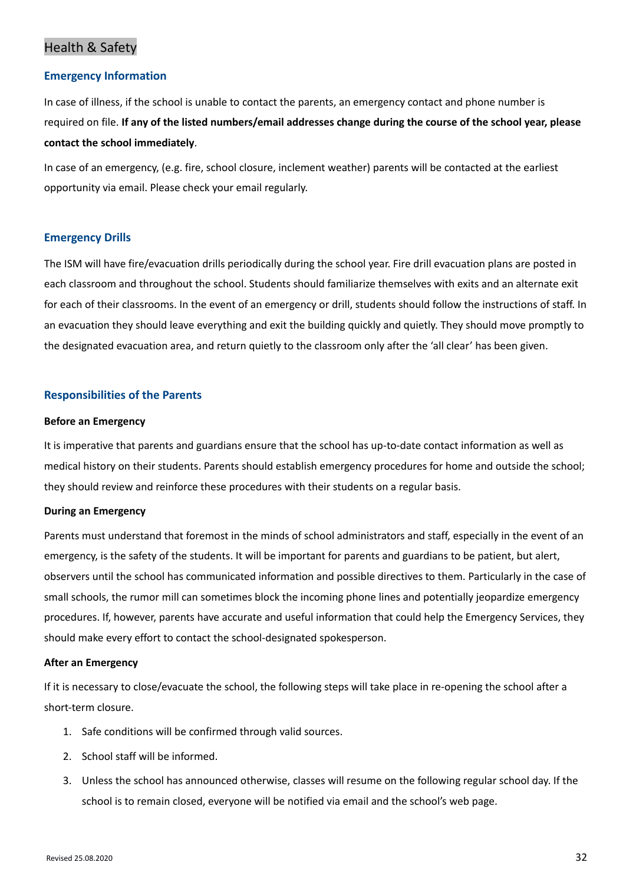# Health & Safety

## Emergency Information

In case of illness, if the school is unable to contact the parents, an emergency contact and phone number is required on file. **If any of the listed numbers/email addresses change during the course of the school year, please contact the school immediately**.

In case of an emergency, (e.g. fire, school closure, inclement weather) parents will be contacted at the earliest opportunity via email. Please check your email regularly.

## Emergency Drills

The ISM will have fire/evacuation drills periodically during the school year. Fire drill evacuation plans are posted in each classroom and throughout the school. Students should familiarize themselves with exits and an alternate exit for each of their classrooms. In the event of an emergency or drill, students should follow the instructions of staff. In an evacuation they should leave everything and exit the building quickly and quietly. They should move promptly to the designated evacuation area, and return quietly to the classroom only after the 'all clear' has been given.

## Responsibilities of the Parents

### Before an Emergency

It is imperative that parents and guardians ensure that the school has up-to-date contact information as well as medical history on their students. Parents should establish emergency procedures for home and outside the school; they should review and reinforce these procedures with their students on a regular basis.

### During an Emergency

Parents must understand that foremost in the minds of school administrators and staff, especially in the event of an emergency, is the safety of the students. It will be important for parents and guardians to be patient, but alert, observers until the school has communicated information and possible directives to them. Particularly in the case of small schools, the rumor mill can sometimes block the incoming phone lines and potentially jeopardize emergency procedures. If, however, parents have accurate and useful information that could help the Emergency Services, they should make every effort to contact the school-designated spokesperson.

### After an Emergency

If it is necessary to close/evacuate the school, the following steps will take place in re-opening the school after a short-term closure.

1. Safe conditions will be confirmed through valid sources.
2. School staff will be informed.
3. Unless the school has announced otherwise, classes will resume on the following regular school day. If the school is to remain closed, everyone will be notified via email and the school's web page.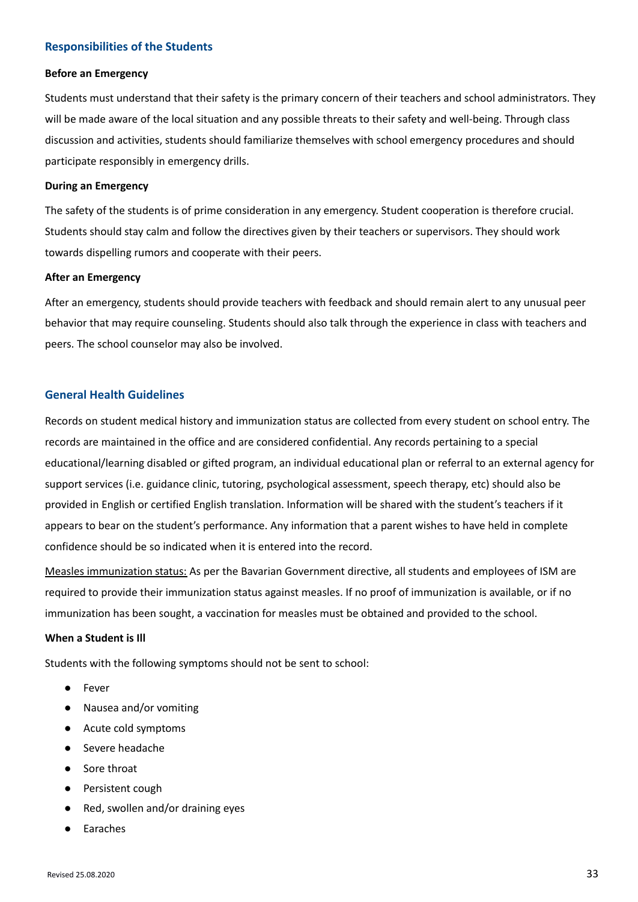## Responsibilities of the Students

### Before an Emergency

Students must understand that their safety is the primary concern of their teachers and school administrators. They will be made aware of the local situation and any possible threats to their safety and well-being. Through class discussion and activities, students should familiarize themselves with school emergency procedures and should participate responsibly in emergency drills.

### During an Emergency

The safety of the students is of prime consideration in any emergency. Student cooperation is therefore crucial. Students should stay calm and follow the directives given by their teachers or supervisors. They should work towards dispelling rumors and cooperate with their peers.

### After an Emergency

After an emergency, students should provide teachers with feedback and should remain alert to any unusual peer behavior that may require counseling. Students should also talk through the experience in class with teachers and peers. The school counselor may also be involved.

## General Health Guidelines

Records on student medical history and immunization status are collected from every student on school entry. The records are maintained in the office and are considered confidential. Any records pertaining to a special educational/learning disabled or gifted program, an individual educational plan or referral to an external agency for support services (i.e. guidance clinic, tutoring, psychological assessment, speech therapy, etc) should also be provided in English or certified English translation. Information will be shared with the student's teachers if it appears to bear on the student's performance. Any information that a parent wishes to have held in complete confidence should be so indicated when it is entered into the record.

<u>Measles immunization status:</u> As per the Bavarian Government directive, all students and employees of ISM are required to provide their immunization status against measles. If no proof of immunization is available, or if no immunization has been sought, a vaccination for measles must be obtained and provided to the school.

### When a Student is Ill

Students with the following symptoms should not be sent to school:

- Fever
- Nausea and/or vomiting
- Acute cold symptoms
- Severe headache
- Sore throat
- Persistent cough
- Red, swollen and/or draining eyes
- Earaches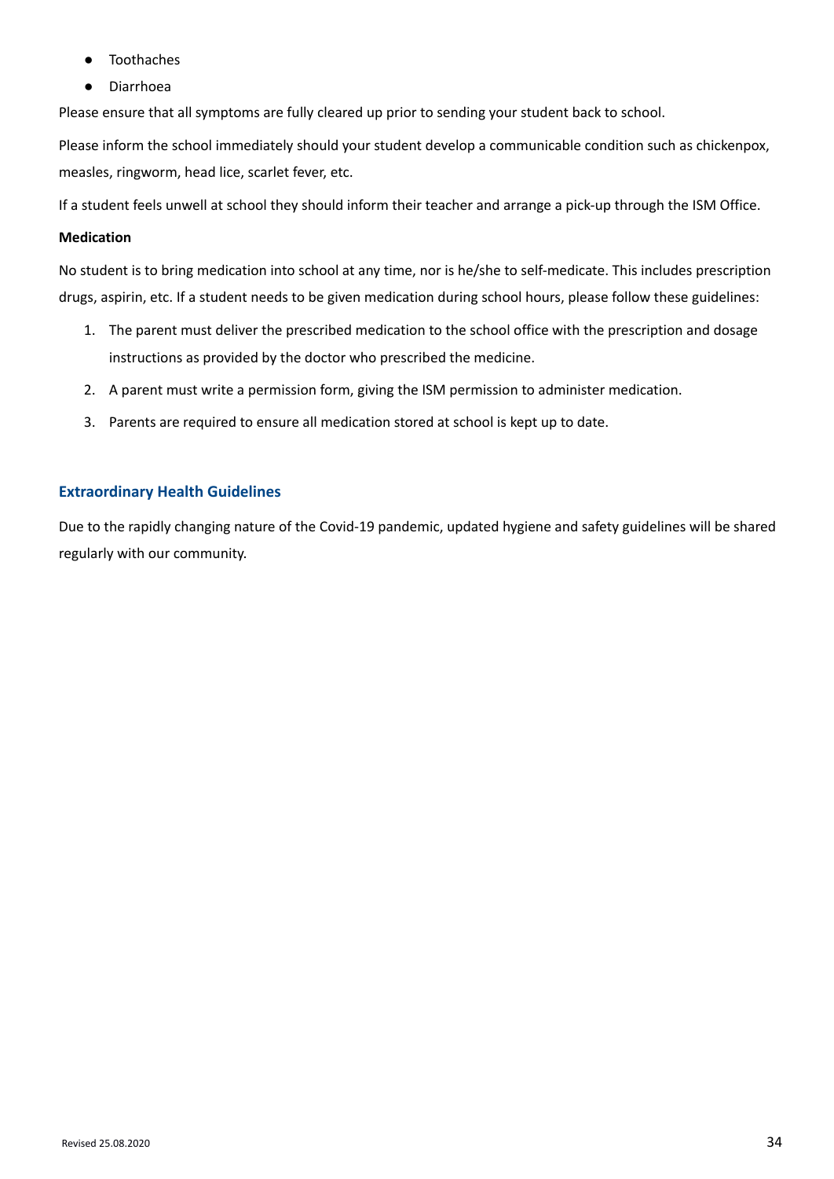- Toothaches
- Diarrhoea

Please ensure that all symptoms are fully cleared up prior to sending your student back to school.

Please inform the school immediately should your student develop a communicable condition such as chickenpox, measles, ringworm, head lice, scarlet fever, etc.

If a student feels unwell at school they should inform their teacher and arrange a pick-up through the ISM Office.

**Medication**

No student is to bring medication into school at any time, nor is he/she to self-medicate. This includes prescription drugs, aspirin, etc. If a student needs to be given medication during school hours, please follow these guidelines:

1. The parent must deliver the prescribed medication to the school office with the prescription and dosage instructions as provided by the doctor who prescribed the medicine.
2. A parent must write a permission form, giving the ISM permission to administer medication.
3. Parents are required to ensure all medication stored at school is kept up to date.

## Extraordinary Health Guidelines

Due to the rapidly changing nature of the Covid-19 pandemic, updated hygiene and safety guidelines will be shared regularly with our community.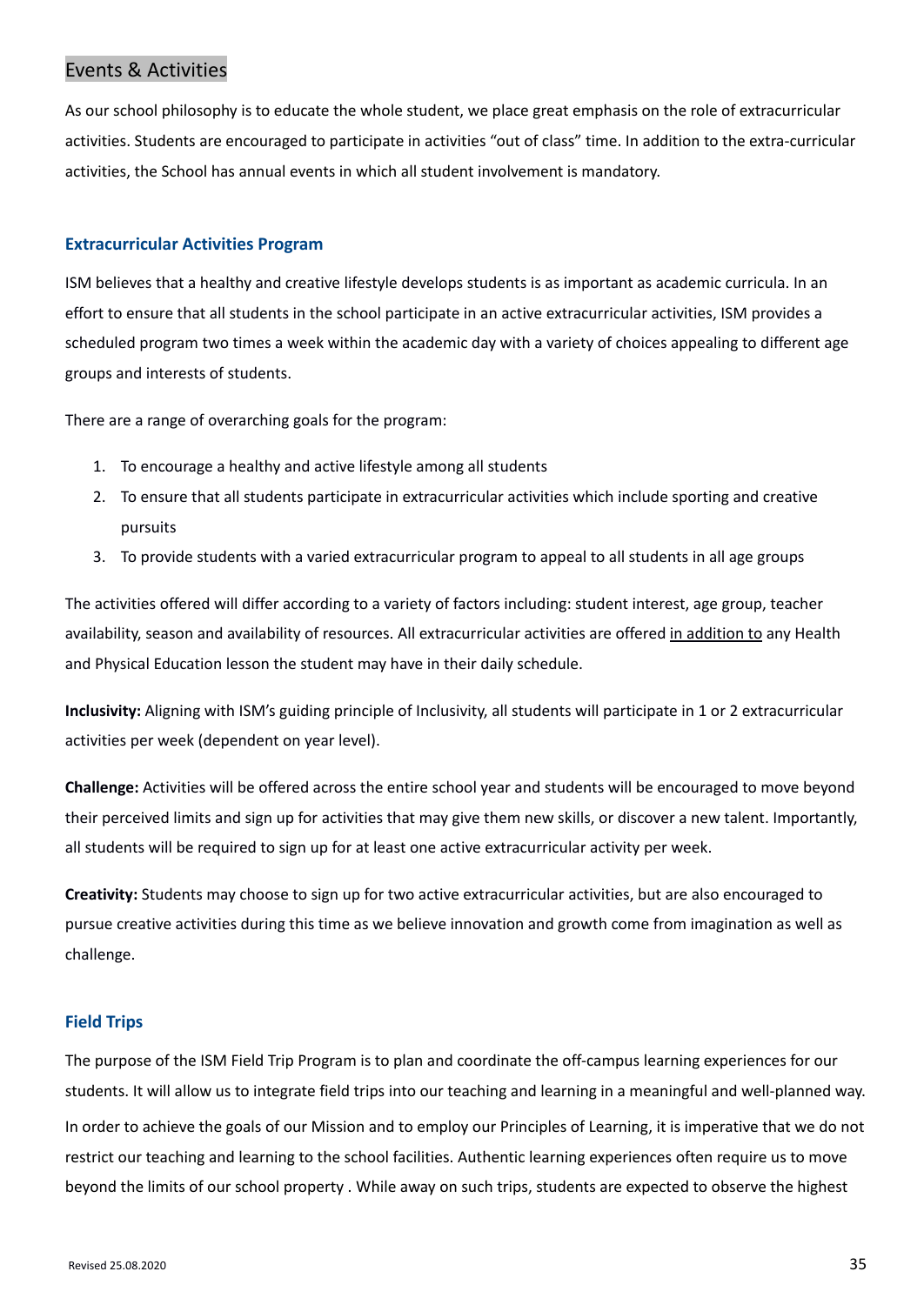## Events & Activities

As our school philosophy is to educate the whole student, we place great emphasis on the role of extracurricular activities. Students are encouraged to participate in activities “out of class” time. In addition to the extra-curricular activities, the School has annual events in which all student involvement is mandatory.

### Extracurricular Activities Program

ISM believes that a healthy and creative lifestyle develops students is as important as academic curricula. In an effort to ensure that all students in the school participate in an active extracurricular activities, ISM provides a scheduled program two times a week within the academic day with a variety of choices appealing to different age groups and interests of students.

There are a range of overarching goals for the program:

1. To encourage a healthy and active lifestyle among all students
2. To ensure that all students participate in extracurricular activities which include sporting and creative pursuits
3. To provide students with a varied extracurricular program to appeal to all students in all age groups

The activities offered will differ according to a variety of factors including: student interest, age group, teacher availability, season and availability of resources. All extracurricular activities are offered <u>in addition to</u> any Health and Physical Education lesson the student may have in their daily schedule.

**Inclusivity:** Aligning with ISM’s guiding principle of Inclusivity, all students will participate in 1 or 2 extracurricular activities per week (dependent on year level).

**Challenge:** Activities will be offered across the entire school year and students will be encouraged to move beyond their perceived limits and sign up for activities that may give them new skills, or discover a new talent. Importantly, all students will be required to sign up for at least one active extracurricular activity per week.

**Creativity:** Students may choose to sign up for two active extracurricular activities, but are also encouraged to pursue creative activities during this time as we believe innovation and growth come from imagination as well as challenge.

### Field Trips

The purpose of the ISM Field Trip Program is to plan and coordinate the off-campus learning experiences for our students. It will allow us to integrate field trips into our teaching and learning in a meaningful and well-planned way.

In order to achieve the goals of our Mission and to employ our Principles of Learning, it is imperative that we do not restrict our teaching and learning to the school facilities. Authentic learning experiences often require us to move beyond the limits of our school property . While away on such trips, students are expected to observe the highest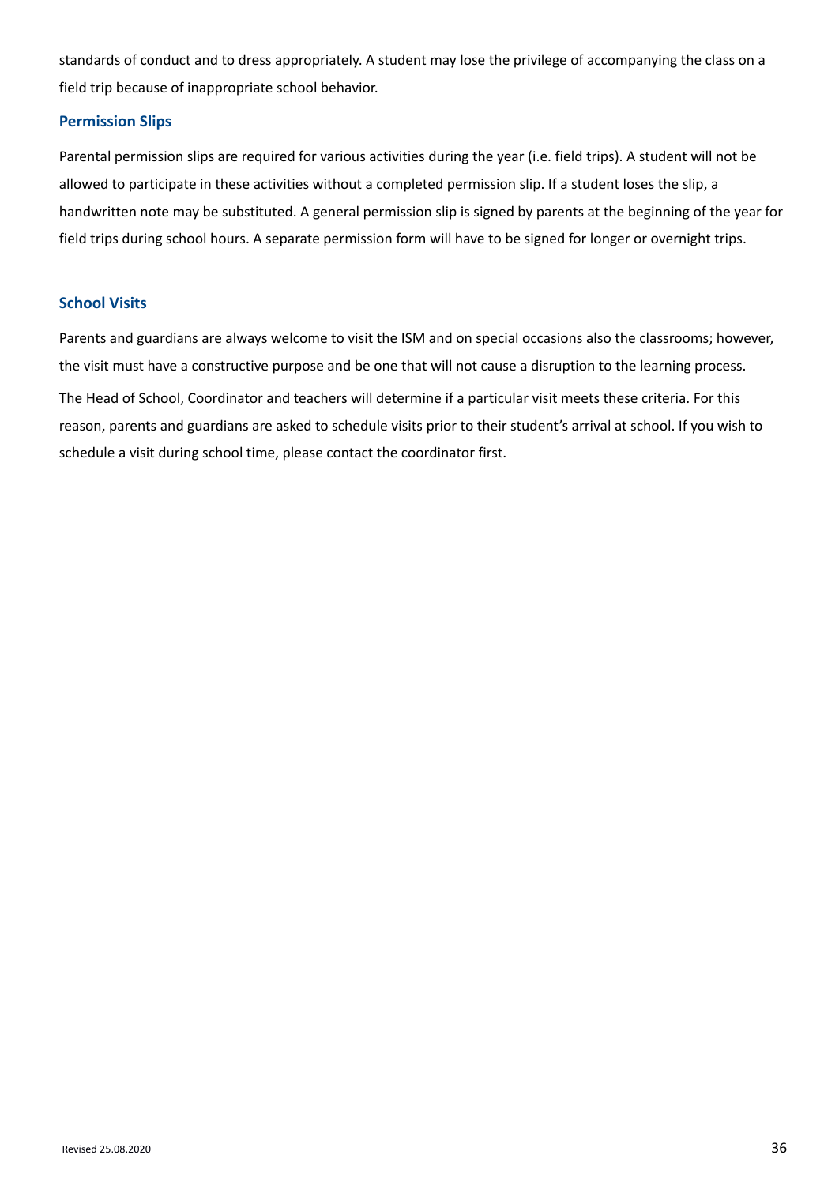standards of conduct and to dress appropriately. A student may lose the privilege of accompanying the class on a field trip because of inappropriate school behavior.

### Permission Slips

Parental permission slips are required for various activities during the year (i.e. field trips). A student will not be allowed to participate in these activities without a completed permission slip. If a student loses the slip, a handwritten note may be substituted. A general permission slip is signed by parents at the beginning of the year for field trips during school hours. A separate permission form will have to be signed for longer or overnight trips.

### School Visits

Parents and guardians are always welcome to visit the ISM and on special occasions also the classrooms; however, the visit must have a constructive purpose and be one that will not cause a disruption to the learning process.

The Head of School, Coordinator and teachers will determine if a particular visit meets these criteria. For this reason, parents and guardians are asked to schedule visits prior to their student's arrival at school. If you wish to schedule a visit during school time, please contact the coordinator first.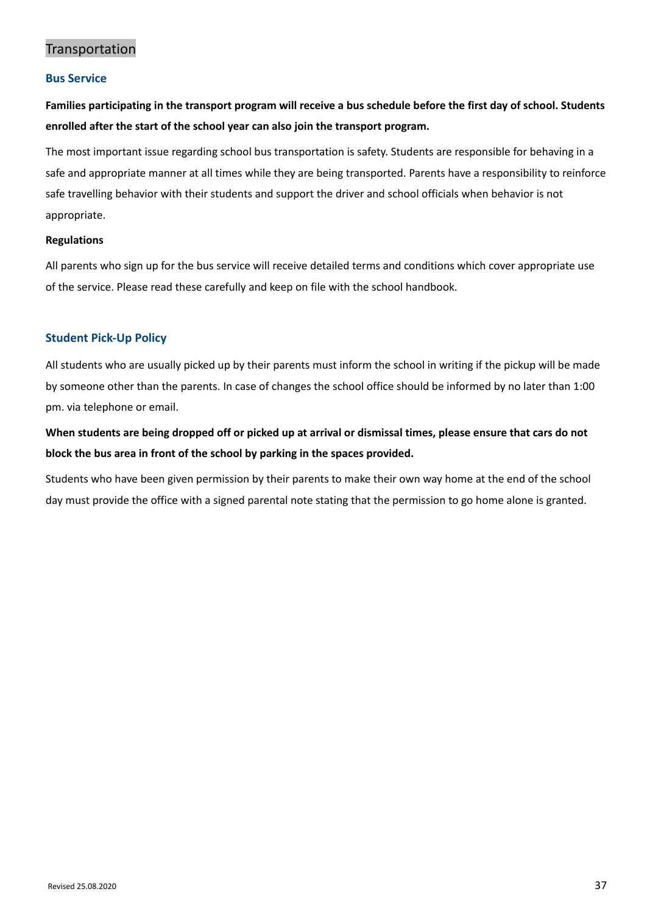# Transportation

## Bus Service

**Families participating in the transport program will receive a bus schedule before the first day of school. Students enrolled after the start of the school year can also join the transport program.**

The most important issue regarding school bus transportation is safety. Students are responsible for behaving in a safe and appropriate manner at all times while they are being transported. Parents have a responsibility to reinforce safe travelling behavior with their students and support the driver and school officials when behavior is not appropriate.

**Regulations**

All parents who sign up for the bus service will receive detailed terms and conditions which cover appropriate use of the service. Please read these carefully and keep on file with the school handbook.

## Student Pick-Up Policy

All students who are usually picked up by their parents must inform the school in writing if the pickup will be made by someone other than the parents. In case of changes the school office should be informed by no later than 1:00 pm. via telephone or email.

**When students are being dropped off or picked up at arrival or dismissal times, please ensure that cars do not block the bus area in front of the school by parking in the spaces provided.**

Students who have been given permission by their parents to make their own way home at the end of the school day must provide the office with a signed parental note stating that the permission to go home alone is granted.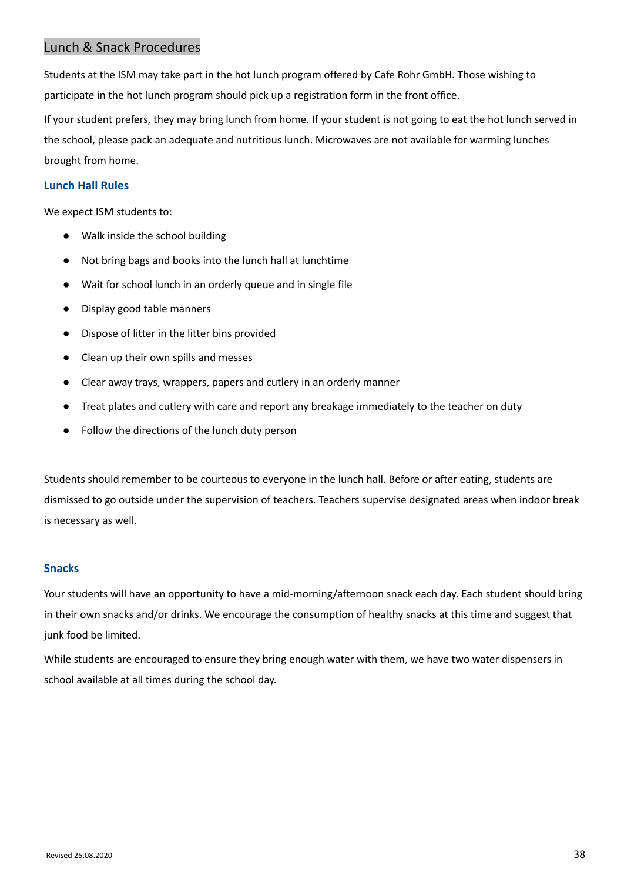## Lunch & Snack Procedures

Students at the ISM may take part in the hot lunch program offered by Cafe Rohr GmbH. Those wishing to participate in the hot lunch program should pick up a registration form in the front office.

If your student prefers, they may bring lunch from home. If your student is not going to eat the hot lunch served in the school, please pack an adequate and nutritious lunch. Microwaves are not available for warming lunches brought from home.

### Lunch Hall Rules

We expect ISM students to:

- Walk inside the school building
- Not bring bags and books into the lunch hall at lunchtime
- Wait for school lunch in an orderly queue and in single file
- Display good table manners
- Dispose of litter in the litter bins provided
- Clean up their own spills and messes
- Clear away trays, wrappers, papers and cutlery in an orderly manner
- Treat plates and cutlery with care and report any breakage immediately to the teacher on duty
- Follow the directions of the lunch duty person

Students should remember to be courteous to everyone in the lunch hall. Before or after eating, students are dismissed to go outside under the supervision of teachers. Teachers supervise designated areas when indoor break is necessary as well.

### Snacks

Your students will have an opportunity to have a mid-morning/afternoon snack each day. Each student should bring in their own snacks and/or drinks. We encourage the consumption of healthy snacks at this time and suggest that junk food be limited.

While students are encouraged to ensure they bring enough water with them, we have two water dispensers in school available at all times during the school day.

Revised 25.08.2020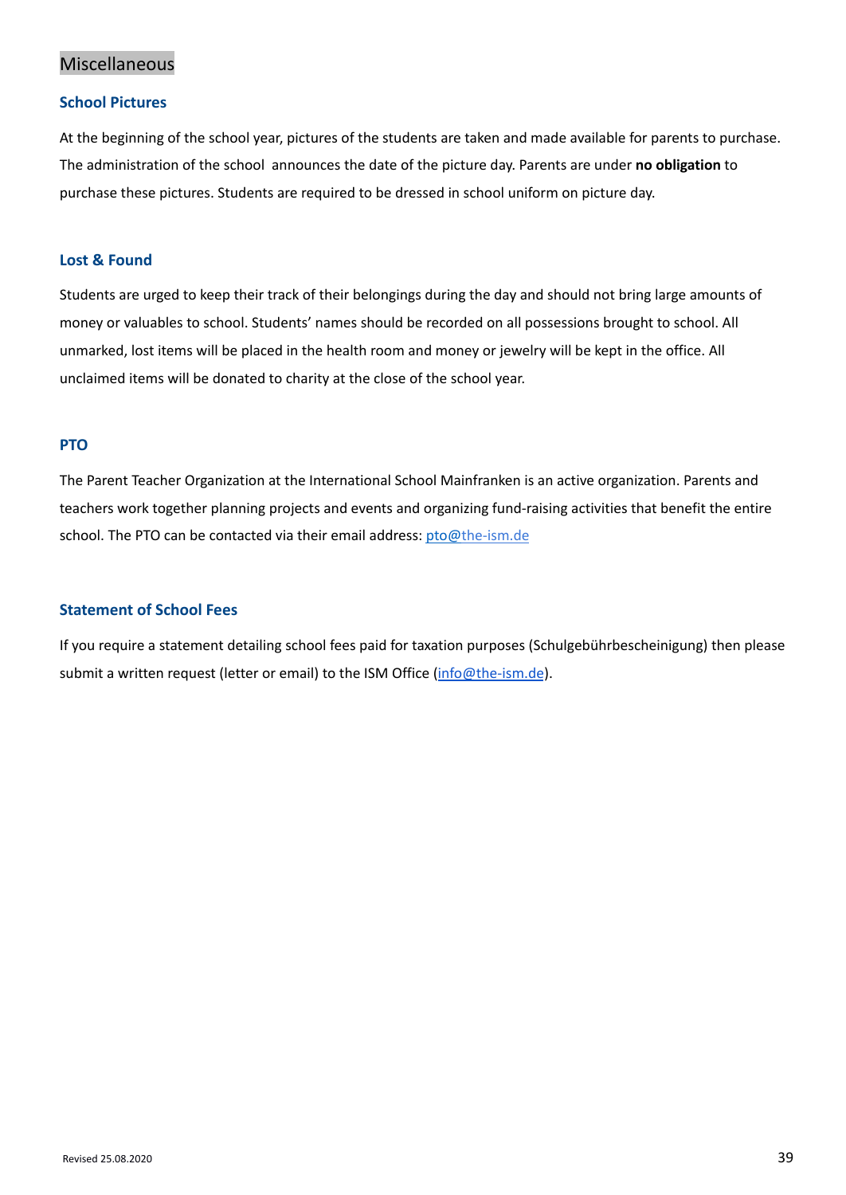# Miscellaneous

## School Pictures

At the beginning of the school year, pictures of the students are taken and made available for parents to purchase. The administration of the school announces the date of the picture day. Parents are under **no obligation** to purchase these pictures. Students are required to be dressed in school uniform on picture day.

## Lost & Found

Students are urged to keep their track of their belongings during the day and should not bring large amounts of money or valuables to school. Students' names should be recorded on all possessions brought to school. All unmarked, lost items will be placed in the health room and money or jewelry will be kept in the office. All unclaimed items will be donated to charity at the close of the school year.

## PTO

The Parent Teacher Organization at the International School Mainfranken is an active organization. Parents and teachers work together planning projects and events and organizing fund-raising activities that benefit the entire school. The PTO can be contacted via their email address: pto@the-ism.de

## Statement of School Fees

If you require a statement detailing school fees paid for taxation purposes (Schulgebührbescheinigung) then please submit a written request (letter or email) to the ISM Office (info@the-ism.de).

Revised 25.08.2020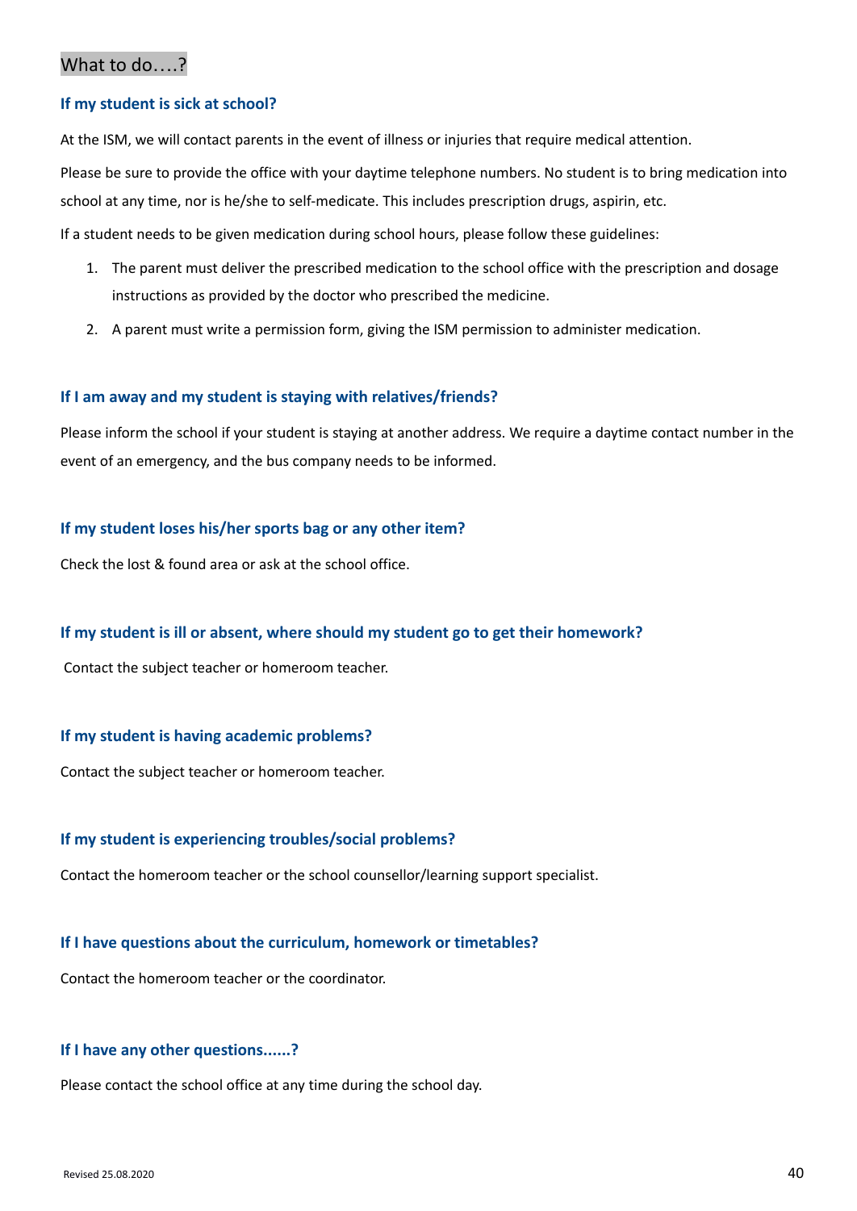## What to do….?

### If my student is sick at school?

At the ISM, we will contact parents in the event of illness or injuries that require medical attention.

Please be sure to provide the office with your daytime telephone numbers. No student is to bring medication into school at any time, nor is he/she to self-medicate. This includes prescription drugs, aspirin, etc.

If a student needs to be given medication during school hours, please follow these guidelines:

1. The parent must deliver the prescribed medication to the school office with the prescription and dosage instructions as provided by the doctor who prescribed the medicine.
2. A parent must write a permission form, giving the ISM permission to administer medication.

### If I am away and my student is staying with relatives/friends?

Please inform the school if your student is staying at another address. We require a daytime contact number in the event of an emergency, and the bus company needs to be informed.

### If my student loses his/her sports bag or any other item?

Check the lost & found area or ask at the school office.

### If my student is ill or absent, where should my student go to get their homework?

Contact the subject teacher or homeroom teacher.

### If my student is having academic problems?

Contact the subject teacher or homeroom teacher.

### If my student is experiencing troubles/social problems?

Contact the homeroom teacher or the school counsellor/learning support specialist.

### If I have questions about the curriculum, homework or timetables?

Contact the homeroom teacher or the coordinator.

### If I have any other questions......?

Please contact the school office at any time during the school day.